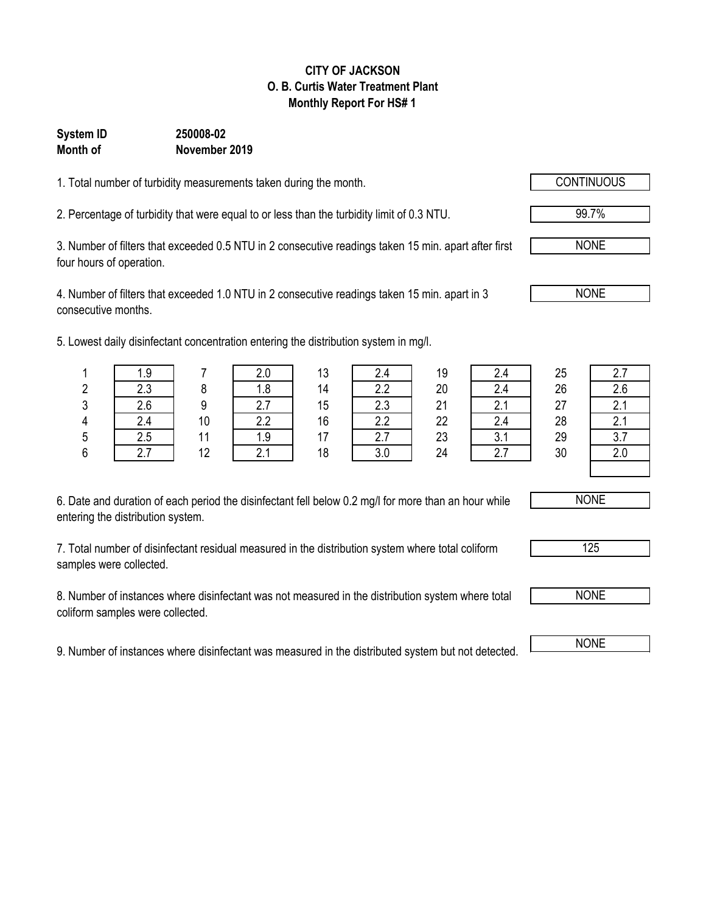**CITY OF JACKSON**
**O. B. Curtis Water Treatment Plant**
**Monthly Report For HS# 1**

**System ID** **250008-02**
**Month of** **November 2019**

1. Total number of turbidity measurements taken during the month. CONTINUOUS

2. Percentage of turbidity that were equal to or less than the turbidity limit of 0.3 NTU. 99.7%

3. Number of filters that exceeded 0.5 NTU in 2 consecutive readings taken 15 min. apart after first four hours of operation. NONE

4. Number of filters that exceeded 1.0 NTU in 2 consecutive readings taken 15 min. apart in 3 consecutive months. NONE

5. Lowest daily disinfectant concentration entering the distribution system in mg/l.

| Day | mg/l | Day | mg/l | Day | mg/l | Day | mg/l | Day | mg/l |
|---|---|---|---|---|---|---|---|---|---|
| 1 | 1.9 | 7 | 2.0 | 13 | 2.4 | 19 | 2.4 | 25 | 2.7 |
| 2 | 2.3 | 8 | 1.8 | 14 | 2.2 | 20 | 2.4 | 26 | 2.6 |
| 3 | 2.6 | 9 | 2.7 | 15 | 2.3 | 21 | 2.1 | 27 | 2.1 |
| 4 | 2.4 | 10 | 2.2 | 16 | 2.2 | 22 | 2.4 | 28 | 2.1 |
| 5 | 2.5 | 11 | 1.9 | 17 | 2.7 | 23 | 3.1 | 29 | 3.7 |
| 6 | 2.7 | 12 | 2.1 | 18 | 3.0 | 24 | 2.7 | 30 | 2.0 |
| | | | | | | | | | |

6. Date and duration of each period the disinfectant fell below 0.2 mg/l for more than an hour while entering the distribution system. NONE

7. Total number of disinfectant residual measured in the distribution system where total coliform samples were collected. 125

8. Number of instances where disinfectant was not measured in the distribution system where total coliform samples were collected. NONE

9. Number of instances where disinfectant was measured in the distributed system but not detected. NONE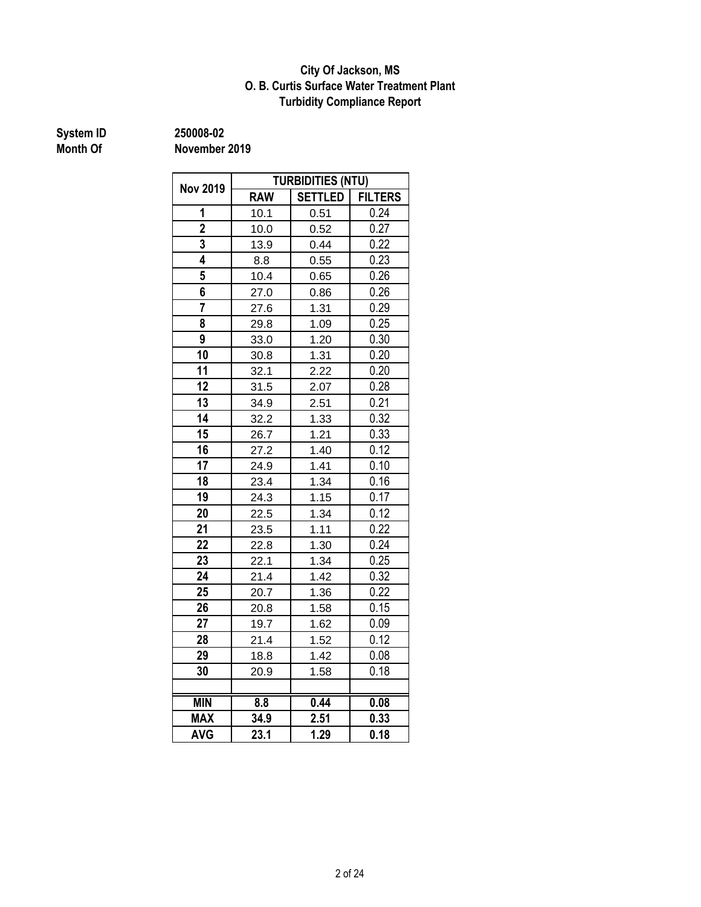**City Of Jackson, MS**
**O. B. Curtis Surface Water Treatment Plant**
**Turbidity Compliance Report**

**System ID** 250008-02
**Month Of** November 2019

| Nov 2019 | TURBIDITIES (NTU) | | |
|---|---|---|---|
| | RAW | SETTLED | FILTERS |
| 1 | 10.1 | 0.51 | 0.24 |
| 2 | 10.0 | 0.52 | 0.27 |
| 3 | 13.9 | 0.44 | 0.22 |
| 4 | 8.8 | 0.55 | 0.23 |
| 5 | 10.4 | 0.65 | 0.26 |
| 6 | 27.0 | 0.86 | 0.26 |
| 7 | 27.6 | 1.31 | 0.29 |
| 8 | 29.8 | 1.09 | 0.25 |
| 9 | 33.0 | 1.20 | 0.30 |
| 10 | 30.8 | 1.31 | 0.20 |
| 11 | 32.1 | 2.22 | 0.20 |
| 12 | 31.5 | 2.07 | 0.28 |
| 13 | 34.9 | 2.51 | 0.21 |
| 14 | 32.2 | 1.33 | 0.32 |
| 15 | 26.7 | 1.21 | 0.33 |
| 16 | 27.2 | 1.40 | 0.12 |
| 17 | 24.9 | 1.41 | 0.10 |
| 18 | 23.4 | 1.34 | 0.16 |
| 19 | 24.3 | 1.15 | 0.17 |
| 20 | 22.5 | 1.34 | 0.12 |
| 21 | 23.5 | 1.11 | 0.22 |
| 22 | 22.8 | 1.30 | 0.24 |
| 23 | 22.1 | 1.34 | 0.25 |
| 24 | 21.4 | 1.42 | 0.32 |
| 25 | 20.7 | 1.36 | 0.22 |
| 26 | 20.8 | 1.58 | 0.15 |
| 27 | 19.7 | 1.62 | 0.09 |
| 28 | 21.4 | 1.52 | 0.12 |
| 29 | 18.8 | 1.42 | 0.08 |
| 30 | 20.9 | 1.58 | 0.18 |
| | | | |
| **MIN** | **8.8** | **0.44** | **0.08** |
| **MAX** | **34.9** | **2.51** | **0.33** |
| **AVG** | **23.1** | **1.29** | **0.18** |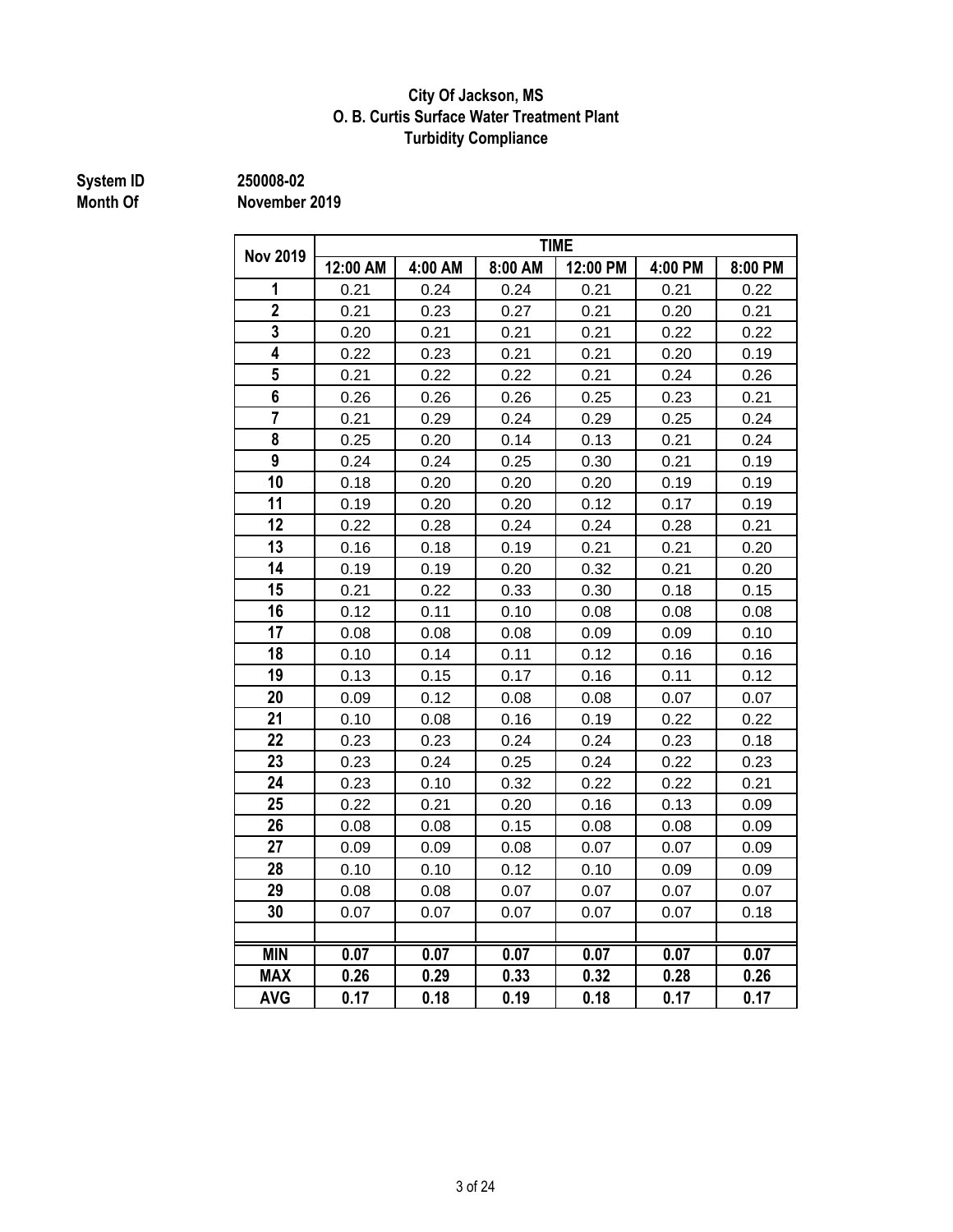**City Of Jackson, MS**
**O. B. Curtis Surface Water Treatment Plant**
**Turbidity Compliance**

**System ID** 250008-02
**Month Of** November 2019

| Nov 2019 | TIME | | | | | |
|---|---|---|---|---|---|---|
| | 12:00 AM | 4:00 AM | 8:00 AM | 12:00 PM | 4:00 PM | 8:00 PM |
| 1 | 0.21 | 0.24 | 0.24 | 0.21 | 0.21 | 0.22 |
| 2 | 0.21 | 0.23 | 0.27 | 0.21 | 0.20 | 0.21 |
| 3 | 0.20 | 0.21 | 0.21 | 0.21 | 0.22 | 0.22 |
| 4 | 0.22 | 0.23 | 0.21 | 0.21 | 0.20 | 0.19 |
| 5 | 0.21 | 0.22 | 0.22 | 0.21 | 0.24 | 0.26 |
| 6 | 0.26 | 0.26 | 0.26 | 0.25 | 0.23 | 0.21 |
| 7 | 0.21 | 0.29 | 0.24 | 0.29 | 0.25 | 0.24 |
| 8 | 0.25 | 0.20 | 0.14 | 0.13 | 0.21 | 0.24 |
| 9 | 0.24 | 0.24 | 0.25 | 0.30 | 0.21 | 0.19 |
| 10 | 0.18 | 0.20 | 0.20 | 0.20 | 0.19 | 0.19 |
| 11 | 0.19 | 0.20 | 0.20 | 0.12 | 0.17 | 0.19 |
| 12 | 0.22 | 0.28 | 0.24 | 0.24 | 0.28 | 0.21 |
| 13 | 0.16 | 0.18 | 0.19 | 0.21 | 0.21 | 0.20 |
| 14 | 0.19 | 0.19 | 0.20 | 0.32 | 0.21 | 0.20 |
| 15 | 0.21 | 0.22 | 0.33 | 0.30 | 0.18 | 0.15 |
| 16 | 0.12 | 0.11 | 0.10 | 0.08 | 0.08 | 0.08 |
| 17 | 0.08 | 0.08 | 0.08 | 0.09 | 0.09 | 0.10 |
| 18 | 0.10 | 0.14 | 0.11 | 0.12 | 0.16 | 0.16 |
| 19 | 0.13 | 0.15 | 0.17 | 0.16 | 0.11 | 0.12 |
| 20 | 0.09 | 0.12 | 0.08 | 0.08 | 0.07 | 0.07 |
| 21 | 0.10 | 0.08 | 0.16 | 0.19 | 0.22 | 0.22 |
| 22 | 0.23 | 0.23 | 0.24 | 0.24 | 0.23 | 0.18 |
| 23 | 0.23 | 0.24 | 0.25 | 0.24 | 0.22 | 0.23 |
| 24 | 0.23 | 0.10 | 0.32 | 0.22 | 0.22 | 0.21 |
| 25 | 0.22 | 0.21 | 0.20 | 0.16 | 0.13 | 0.09 |
| 26 | 0.08 | 0.08 | 0.15 | 0.08 | 0.08 | 0.09 |
| 27 | 0.09 | 0.09 | 0.08 | 0.07 | 0.07 | 0.09 |
| 28 | 0.10 | 0.10 | 0.12 | 0.10 | 0.09 | 0.09 |
| 29 | 0.08 | 0.08 | 0.07 | 0.07 | 0.07 | 0.07 |
| 30 | 0.07 | 0.07 | 0.07 | 0.07 | 0.07 | 0.18 |
| | | | | | | |
| **MIN** | **0.07** | **0.07** | **0.07** | **0.07** | **0.07** | **0.07** |
| **MAX** | **0.26** | **0.29** | **0.33** | **0.32** | **0.28** | **0.26** |
| **AVG** | **0.17** | **0.18** | **0.19** | **0.18** | **0.17** | **0.17** |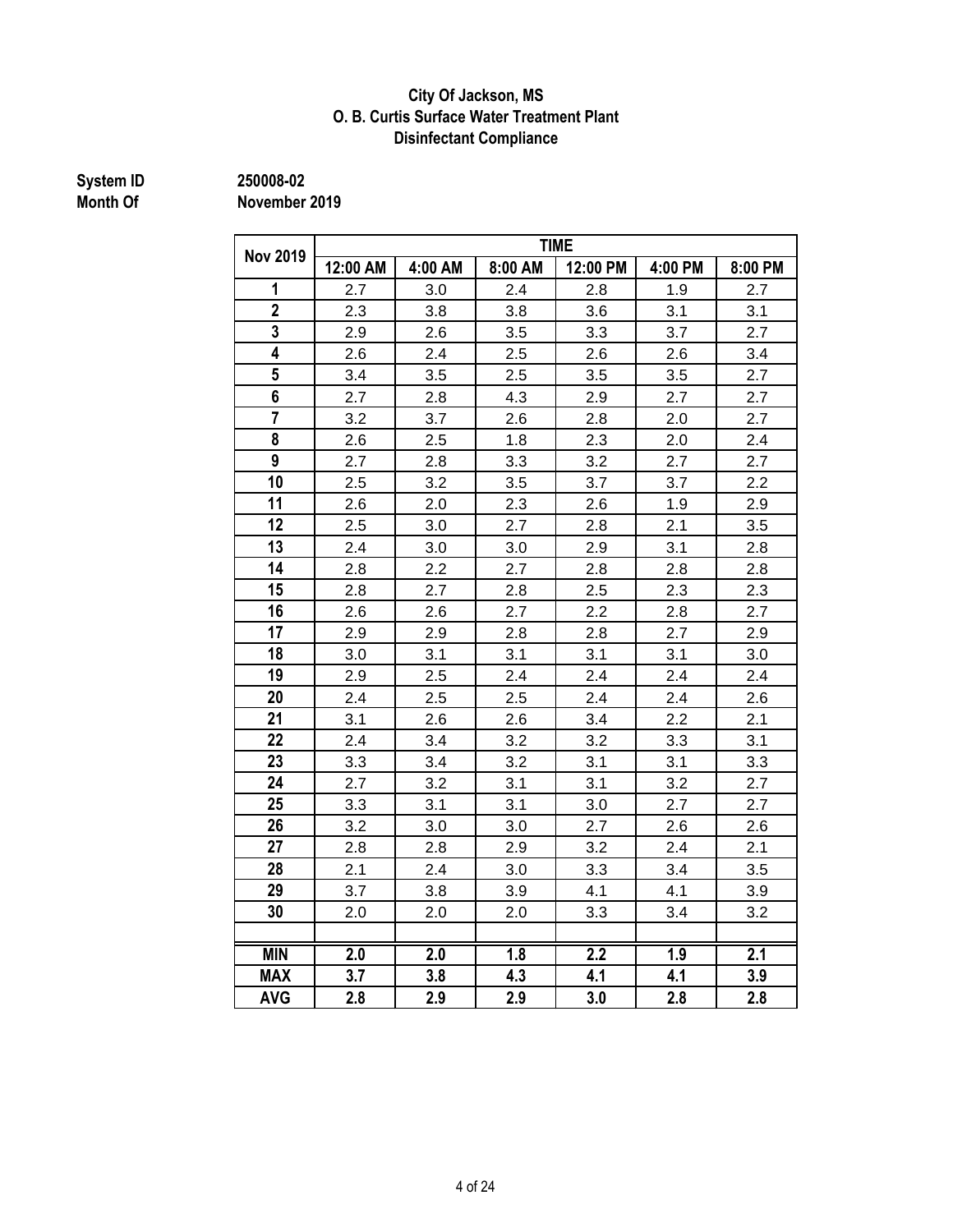**City Of Jackson, MS**
**O. B. Curtis Surface Water Treatment Plant**
**Disinfectant Compliance**

**System ID** 250008-02
**Month Of** November 2019

| Nov 2019 | TIME | | | | | |
|---|---|---|---|---|---|---|
| | 12:00 AM | 4:00 AM | 8:00 AM | 12:00 PM | 4:00 PM | 8:00 PM |
| 1 | 2.7 | 3.0 | 2.4 | 2.8 | 1.9 | 2.7 |
| 2 | 2.3 | 3.8 | 3.8 | 3.6 | 3.1 | 3.1 |
| 3 | 2.9 | 2.6 | 3.5 | 3.3 | 3.7 | 2.7 |
| 4 | 2.6 | 2.4 | 2.5 | 2.6 | 2.6 | 3.4 |
| 5 | 3.4 | 3.5 | 2.5 | 3.5 | 3.5 | 2.7 |
| 6 | 2.7 | 2.8 | 4.3 | 2.9 | 2.7 | 2.7 |
| 7 | 3.2 | 3.7 | 2.6 | 2.8 | 2.0 | 2.7 |
| 8 | 2.6 | 2.5 | 1.8 | 2.3 | 2.0 | 2.4 |
| 9 | 2.7 | 2.8 | 3.3 | 3.2 | 2.7 | 2.7 |
| 10 | 2.5 | 3.2 | 3.5 | 3.7 | 3.7 | 2.2 |
| 11 | 2.6 | 2.0 | 2.3 | 2.6 | 1.9 | 2.9 |
| 12 | 2.5 | 3.0 | 2.7 | 2.8 | 2.1 | 3.5 |
| 13 | 2.4 | 3.0 | 3.0 | 2.9 | 3.1 | 2.8 |
| 14 | 2.8 | 2.2 | 2.7 | 2.8 | 2.8 | 2.8 |
| 15 | 2.8 | 2.7 | 2.8 | 2.5 | 2.3 | 2.3 |
| 16 | 2.6 | 2.6 | 2.7 | 2.2 | 2.8 | 2.7 |
| 17 | 2.9 | 2.9 | 2.8 | 2.8 | 2.7 | 2.9 |
| 18 | 3.0 | 3.1 | 3.1 | 3.1 | 3.1 | 3.0 |
| 19 | 2.9 | 2.5 | 2.4 | 2.4 | 2.4 | 2.4 |
| 20 | 2.4 | 2.5 | 2.5 | 2.4 | 2.4 | 2.6 |
| 21 | 3.1 | 2.6 | 2.6 | 3.4 | 2.2 | 2.1 |
| 22 | 2.4 | 3.4 | 3.2 | 3.2 | 3.3 | 3.1 |
| 23 | 3.3 | 3.4 | 3.2 | 3.1 | 3.1 | 3.3 |
| 24 | 2.7 | 3.2 | 3.1 | 3.1 | 3.2 | 2.7 |
| 25 | 3.3 | 3.1 | 3.1 | 3.0 | 2.7 | 2.7 |
| 26 | 3.2 | 3.0 | 3.0 | 2.7 | 2.6 | 2.6 |
| 27 | 2.8 | 2.8 | 2.9 | 3.2 | 2.4 | 2.1 |
| 28 | 2.1 | 2.4 | 3.0 | 3.3 | 3.4 | 3.5 |
| 29 | 3.7 | 3.8 | 3.9 | 4.1 | 4.1 | 3.9 |
| 30 | 2.0 | 2.0 | 2.0 | 3.3 | 3.4 | 3.2 |
| | | | | | | |
| **MIN** | **2.0** | **2.0** | **1.8** | **2.2** | **1.9** | **2.1** |
| **MAX** | **3.7** | **3.8** | **4.3** | **4.1** | **4.1** | **3.9** |
| **AVG** | **2.8** | **2.9** | **2.9** | **3.0** | **2.8** | **2.8** |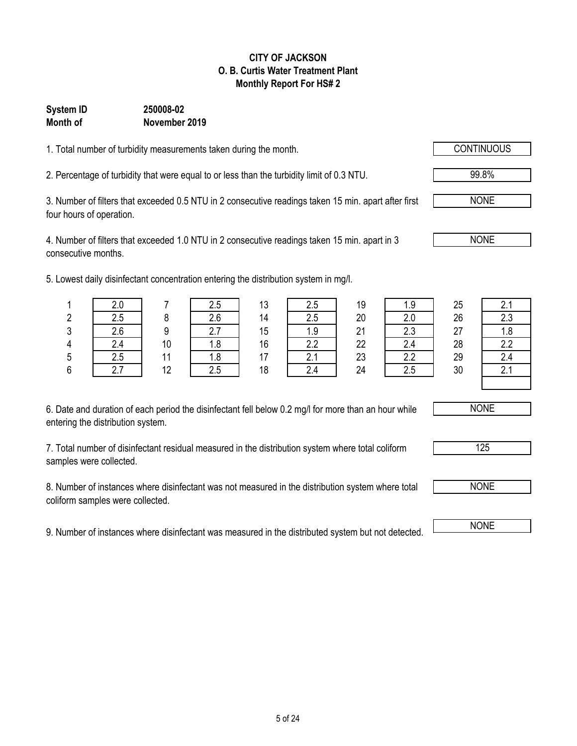**CITY OF JACKSON**
**O. B. Curtis Water Treatment Plant**
**Monthly Report For HS# 2**

**System ID** **250008-02**
**Month of** **November 2019**

1. Total number of turbidity measurements taken during the month. CONTINUOUS

2. Percentage of turbidity that were equal to or less than the turbidity limit of 0.3 NTU. 99.8%

3. Number of filters that exceeded 0.5 NTU in 2 consecutive readings taken 15 min. apart after first four hours of operation. NONE

4. Number of filters that exceeded 1.0 NTU in 2 consecutive readings taken 15 min. apart in 3 consecutive months. NONE

5. Lowest daily disinfectant concentration entering the distribution system in mg/l.

| Day | mg/l | Day | mg/l | Day | mg/l | Day | mg/l | Day | mg/l |
|---|---|---|---|---|---|---|---|---|---|
| 1 | 2.0 | 7 | 2.5 | 13 | 2.5 | 19 | 1.9 | 25 | 2.1 |
| 2 | 2.5 | 8 | 2.6 | 14 | 2.5 | 20 | 2.0 | 26 | 2.3 |
| 3 | 2.6 | 9 | 2.7 | 15 | 1.9 | 21 | 2.3 | 27 | 1.8 |
| 4 | 2.4 | 10 | 1.8 | 16 | 2.2 | 22 | 2.4 | 28 | 2.2 |
| 5 | 2.5 | 11 | 1.8 | 17 | 2.1 | 23 | 2.2 | 29 | 2.4 |
| 6 | 2.7 | 12 | 2.5 | 18 | 2.4 | 24 | 2.5 | 30 | 2.1 |
| | | | | | | | | | |

6. Date and duration of each period the disinfectant fell below 0.2 mg/l for more than an hour while entering the distribution system. NONE

7. Total number of disinfectant residual measured in the distribution system where total coliform samples were collected. 125

8. Number of instances where disinfectant was not measured in the distribution system where total coliform samples were collected. NONE

9. Number of instances where disinfectant was measured in the distributed system but not detected. NONE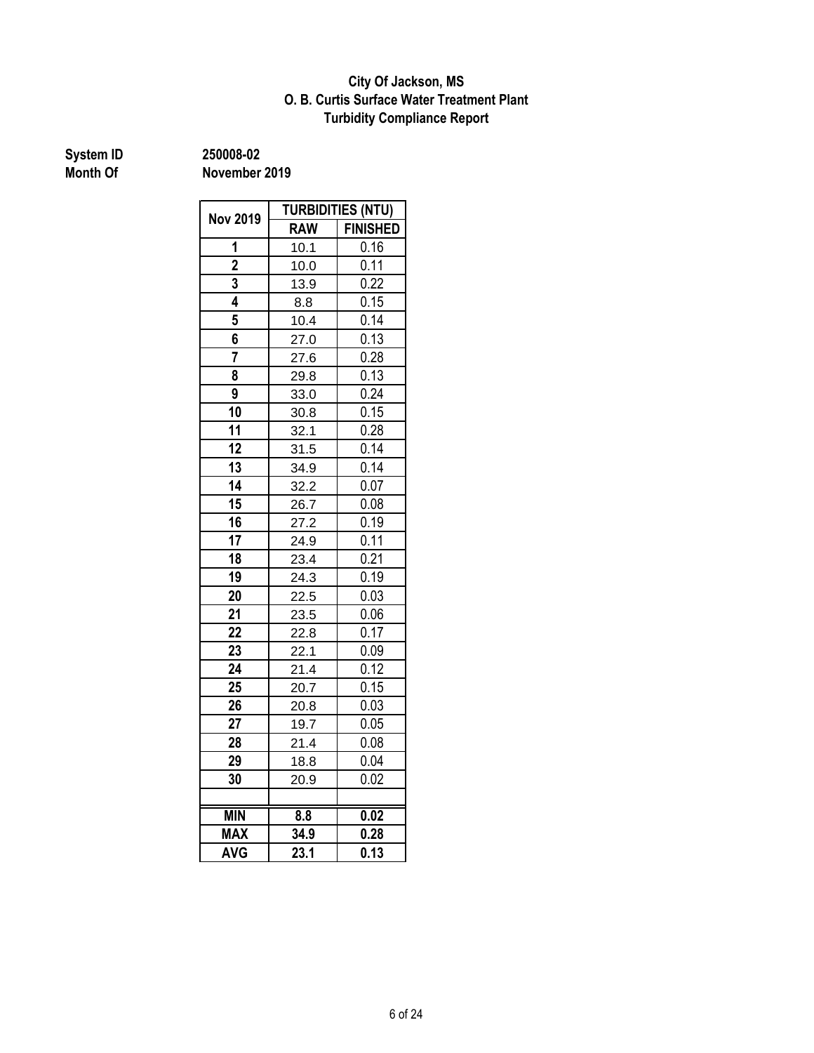**City Of Jackson, MS**
**O. B. Curtis Surface Water Treatment Plant**
**Turbidity Compliance Report**

**System ID** 250008-02
**Month Of** November 2019

| Nov 2019 | TURBIDITIES (NTU) | |
|---|---|---|
| | RAW | FINISHED |
| 1 | 10.1 | 0.16 |
| 2 | 10.0 | 0.11 |
| 3 | 13.9 | 0.22 |
| 4 | 8.8 | 0.15 |
| 5 | 10.4 | 0.14 |
| 6 | 27.0 | 0.13 |
| 7 | 27.6 | 0.28 |
| 8 | 29.8 | 0.13 |
| 9 | 33.0 | 0.24 |
| 10 | 30.8 | 0.15 |
| 11 | 32.1 | 0.28 |
| 12 | 31.5 | 0.14 |
| 13 | 34.9 | 0.14 |
| 14 | 32.2 | 0.07 |
| 15 | 26.7 | 0.08 |
| 16 | 27.2 | 0.19 |
| 17 | 24.9 | 0.11 |
| 18 | 23.4 | 0.21 |
| 19 | 24.3 | 0.19 |
| 20 | 22.5 | 0.03 |
| 21 | 23.5 | 0.06 |
| 22 | 22.8 | 0.17 |
| 23 | 22.1 | 0.09 |
| 24 | 21.4 | 0.12 |
| 25 | 20.7 | 0.15 |
| 26 | 20.8 | 0.03 |
| 27 | 19.7 | 0.05 |
| 28 | 21.4 | 0.08 |
| 29 | 18.8 | 0.04 |
| 30 | 20.9 | 0.02 |
| | | |
| **MIN** | **8.8** | **0.02** |
| **MAX** | **34.9** | **0.28** |
| **AVG** | **23.1** | **0.13** |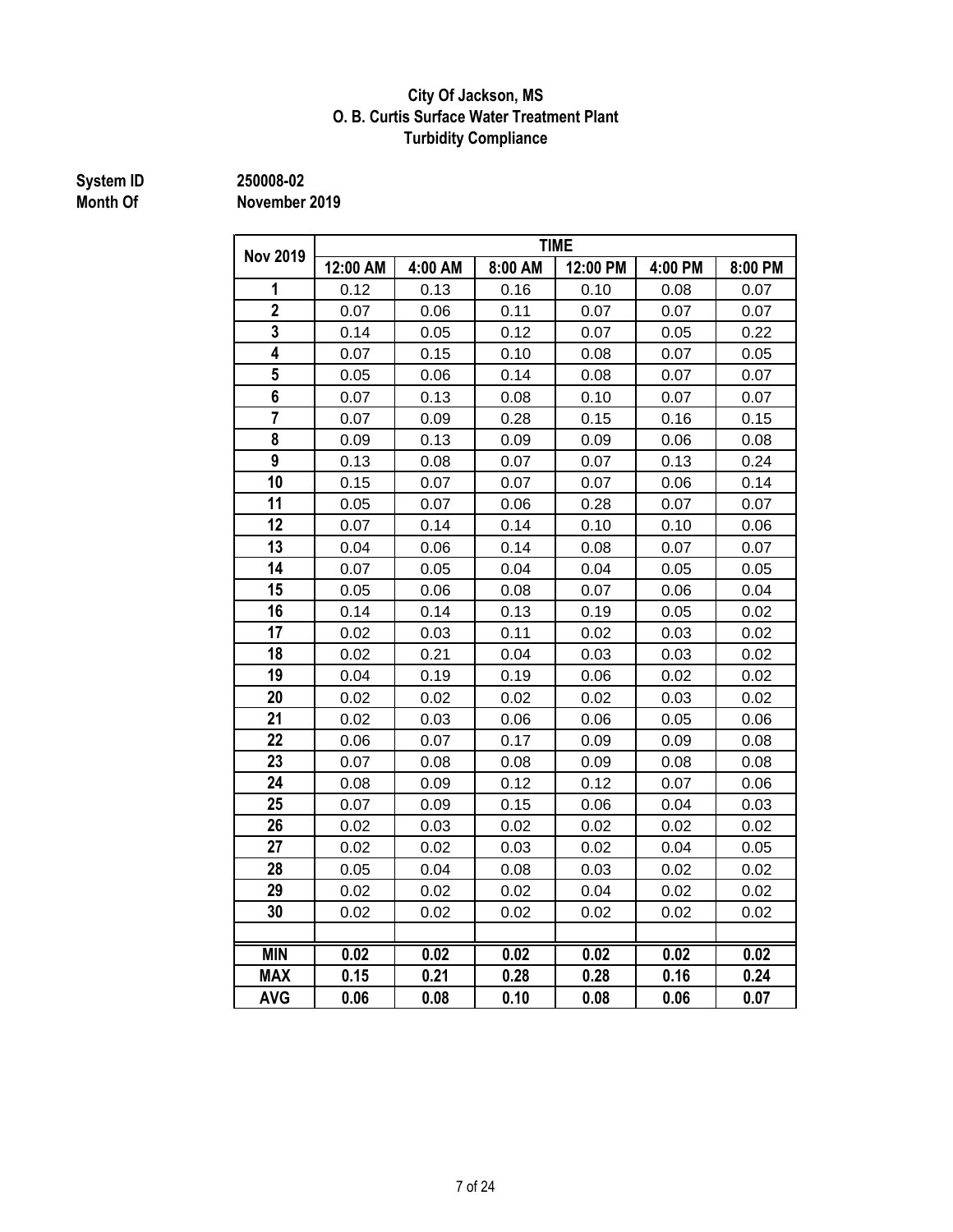**City Of Jackson, MS**
**O. B. Curtis Surface Water Treatment Plant**
**Turbidity Compliance**

**System ID** 250008-02
**Month Of** November 2019

| Nov 2019 | TIME | | | | | |
|---|---|---|---|---|---|---|
| | 12:00 AM | 4:00 AM | 8:00 AM | 12:00 PM | 4:00 PM | 8:00 PM |
| 1 | 0.12 | 0.13 | 0.16 | 0.10 | 0.08 | 0.07 |
| 2 | 0.07 | 0.06 | 0.11 | 0.07 | 0.07 | 0.07 |
| 3 | 0.14 | 0.05 | 0.12 | 0.07 | 0.05 | 0.22 |
| 4 | 0.07 | 0.15 | 0.10 | 0.08 | 0.07 | 0.05 |
| 5 | 0.05 | 0.06 | 0.14 | 0.08 | 0.07 | 0.07 |
| 6 | 0.07 | 0.13 | 0.08 | 0.10 | 0.07 | 0.07 |
| 7 | 0.07 | 0.09 | 0.28 | 0.15 | 0.16 | 0.15 |
| 8 | 0.09 | 0.13 | 0.09 | 0.09 | 0.06 | 0.08 |
| 9 | 0.13 | 0.08 | 0.07 | 0.07 | 0.13 | 0.24 |
| 10 | 0.15 | 0.07 | 0.07 | 0.07 | 0.06 | 0.14 |
| 11 | 0.05 | 0.07 | 0.06 | 0.28 | 0.07 | 0.07 |
| 12 | 0.07 | 0.14 | 0.14 | 0.10 | 0.10 | 0.06 |
| 13 | 0.04 | 0.06 | 0.14 | 0.08 | 0.07 | 0.07 |
| 14 | 0.07 | 0.05 | 0.04 | 0.04 | 0.05 | 0.05 |
| 15 | 0.05 | 0.06 | 0.08 | 0.07 | 0.06 | 0.04 |
| 16 | 0.14 | 0.14 | 0.13 | 0.19 | 0.05 | 0.02 |
| 17 | 0.02 | 0.03 | 0.11 | 0.02 | 0.03 | 0.02 |
| 18 | 0.02 | 0.21 | 0.04 | 0.03 | 0.03 | 0.02 |
| 19 | 0.04 | 0.19 | 0.19 | 0.06 | 0.02 | 0.02 |
| 20 | 0.02 | 0.02 | 0.02 | 0.02 | 0.03 | 0.02 |
| 21 | 0.02 | 0.03 | 0.06 | 0.06 | 0.05 | 0.06 |
| 22 | 0.06 | 0.07 | 0.17 | 0.09 | 0.09 | 0.08 |
| 23 | 0.07 | 0.08 | 0.08 | 0.09 | 0.08 | 0.08 |
| 24 | 0.08 | 0.09 | 0.12 | 0.12 | 0.07 | 0.06 |
| 25 | 0.07 | 0.09 | 0.15 | 0.06 | 0.04 | 0.03 |
| 26 | 0.02 | 0.03 | 0.02 | 0.02 | 0.02 | 0.02 |
| 27 | 0.02 | 0.02 | 0.03 | 0.02 | 0.04 | 0.05 |
| 28 | 0.05 | 0.04 | 0.08 | 0.03 | 0.02 | 0.02 |
| 29 | 0.02 | 0.02 | 0.02 | 0.04 | 0.02 | 0.02 |
| 30 | 0.02 | 0.02 | 0.02 | 0.02 | 0.02 | 0.02 |
| | | | | | | |
| **MIN** | **0.02** | **0.02** | **0.02** | **0.02** | **0.02** | **0.02** |
| **MAX** | **0.15** | **0.21** | **0.28** | **0.28** | **0.16** | **0.24** |
| **AVG** | **0.06** | **0.08** | **0.10** | **0.08** | **0.06** | **0.07** |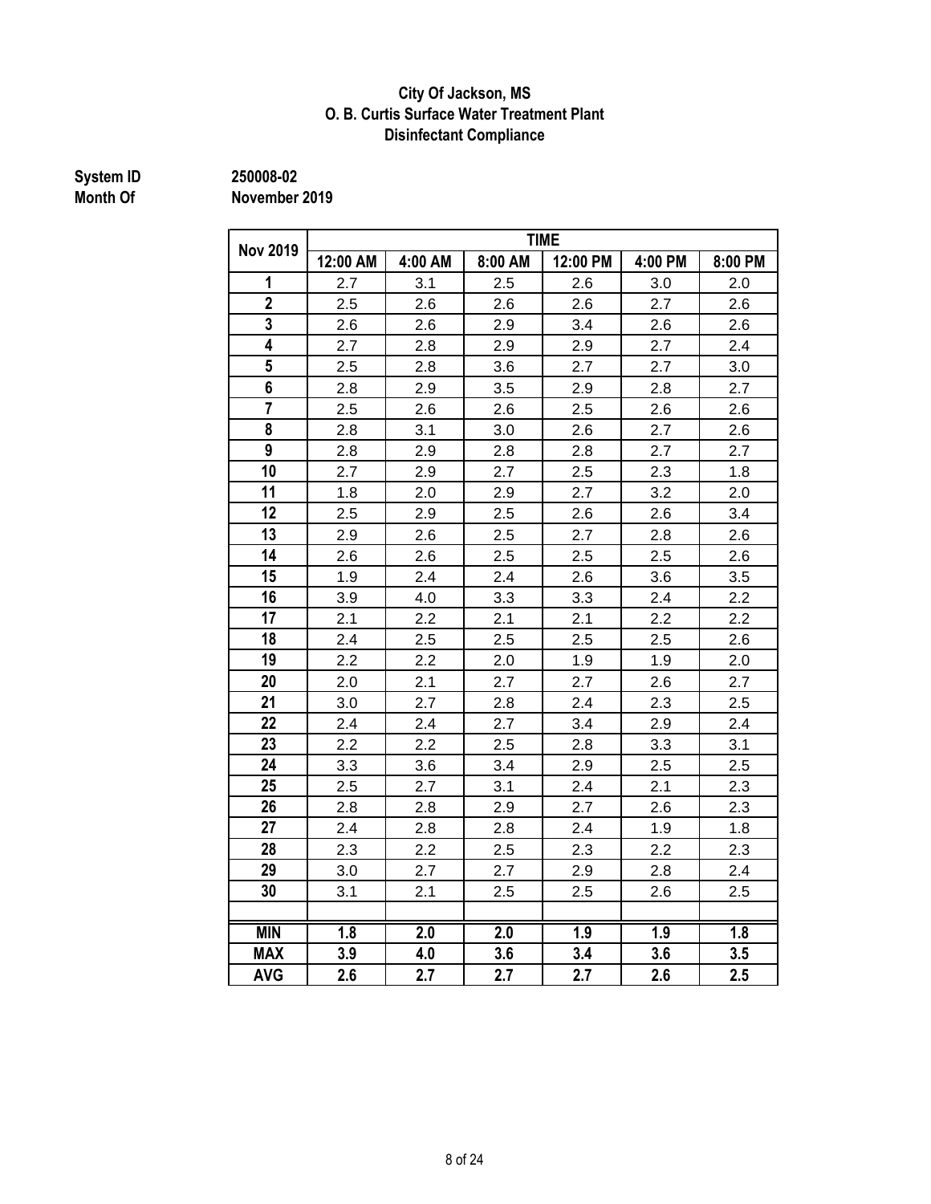**City Of Jackson, MS**
**O. B. Curtis Surface Water Treatment Plant**
**Disinfectant Compliance**

**System ID** 250008-02
**Month Of** November 2019

| Nov 2019 | TIME | | | | | |
|---|---|---|---|---|---|---|
| | 12:00 AM | 4:00 AM | 8:00 AM | 12:00 PM | 4:00 PM | 8:00 PM |
| 1 | 2.7 | 3.1 | 2.5 | 2.6 | 3.0 | 2.0 |
| 2 | 2.5 | 2.6 | 2.6 | 2.6 | 2.7 | 2.6 |
| 3 | 2.6 | 2.6 | 2.9 | 3.4 | 2.6 | 2.6 |
| 4 | 2.7 | 2.8 | 2.9 | 2.9 | 2.7 | 2.4 |
| 5 | 2.5 | 2.8 | 3.6 | 2.7 | 2.7 | 3.0 |
| 6 | 2.8 | 2.9 | 3.5 | 2.9 | 2.8 | 2.7 |
| 7 | 2.5 | 2.6 | 2.6 | 2.5 | 2.6 | 2.6 |
| 8 | 2.8 | 3.1 | 3.0 | 2.6 | 2.7 | 2.6 |
| 9 | 2.8 | 2.9 | 2.8 | 2.8 | 2.7 | 2.7 |
| 10 | 2.7 | 2.9 | 2.7 | 2.5 | 2.3 | 1.8 |
| 11 | 1.8 | 2.0 | 2.9 | 2.7 | 3.2 | 2.0 |
| 12 | 2.5 | 2.9 | 2.5 | 2.6 | 2.6 | 3.4 |
| 13 | 2.9 | 2.6 | 2.5 | 2.7 | 2.8 | 2.6 |
| 14 | 2.6 | 2.6 | 2.5 | 2.5 | 2.5 | 2.6 |
| 15 | 1.9 | 2.4 | 2.4 | 2.6 | 3.6 | 3.5 |
| 16 | 3.9 | 4.0 | 3.3 | 3.3 | 2.4 | 2.2 |
| 17 | 2.1 | 2.2 | 2.1 | 2.1 | 2.2 | 2.2 |
| 18 | 2.4 | 2.5 | 2.5 | 2.5 | 2.5 | 2.6 |
| 19 | 2.2 | 2.2 | 2.0 | 1.9 | 1.9 | 2.0 |
| 20 | 2.0 | 2.1 | 2.7 | 2.7 | 2.6 | 2.7 |
| 21 | 3.0 | 2.7 | 2.8 | 2.4 | 2.3 | 2.5 |
| 22 | 2.4 | 2.4 | 2.7 | 3.4 | 2.9 | 2.4 |
| 23 | 2.2 | 2.2 | 2.5 | 2.8 | 3.3 | 3.1 |
| 24 | 3.3 | 3.6 | 3.4 | 2.9 | 2.5 | 2.5 |
| 25 | 2.5 | 2.7 | 3.1 | 2.4 | 2.1 | 2.3 |
| 26 | 2.8 | 2.8 | 2.9 | 2.7 | 2.6 | 2.3 |
| 27 | 2.4 | 2.8 | 2.8 | 2.4 | 1.9 | 1.8 |
| 28 | 2.3 | 2.2 | 2.5 | 2.3 | 2.2 | 2.3 |
| 29 | 3.0 | 2.7 | 2.7 | 2.9 | 2.8 | 2.4 |
| 30 | 3.1 | 2.1 | 2.5 | 2.5 | 2.6 | 2.5 |
| | | | | | | |
| **MIN** | **1.8** | **2.0** | **2.0** | **1.9** | **1.9** | **1.8** |
| **MAX** | **3.9** | **4.0** | **3.6** | **3.4** | **3.6** | **3.5** |
| **AVG** | **2.6** | **2.7** | **2.7** | **2.7** | **2.6** | **2.5** |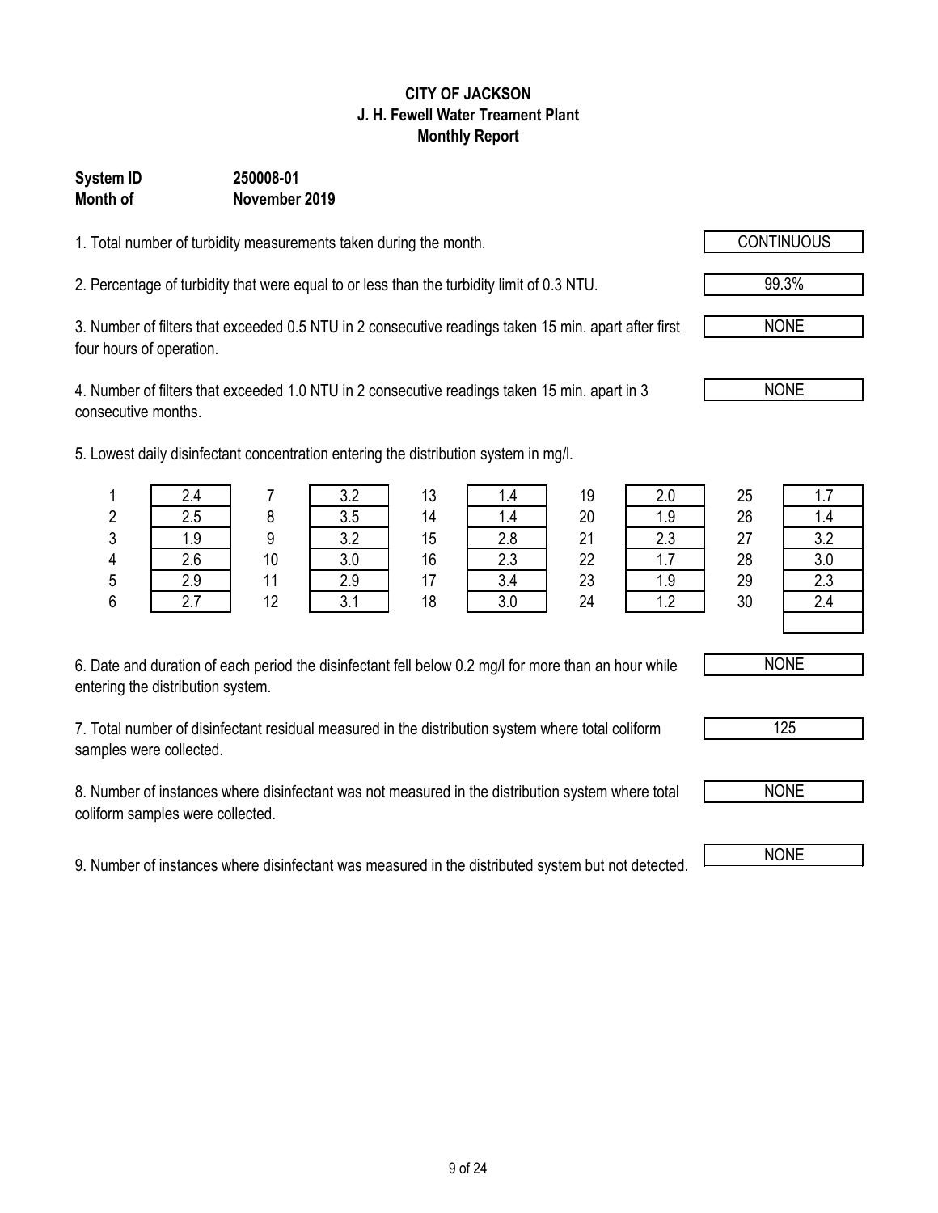**CITY OF JACKSON**
**J. H. Fewell Water Treament Plant**
**Monthly Report**

**System ID** **250008-01**
**Month of** **November 2019**

1. Total number of turbidity measurements taken during the month. CONTINUOUS

2. Percentage of turbidity that were equal to or less than the turbidity limit of 0.3 NTU. 99.3%

3. Number of filters that exceeded 0.5 NTU in 2 consecutive readings taken 15 min. apart after first four hours of operation. NONE

4. Number of filters that exceeded 1.0 NTU in 2 consecutive readings taken 15 min. apart in 3 consecutive months. NONE

5. Lowest daily disinfectant concentration entering the distribution system in mg/l.

| Day | mg/l | Day | mg/l | Day | mg/l | Day | mg/l | Day | mg/l |
|---|---|---|---|---|---|---|---|---|---|
| 1 | 2.4 | 7 | 3.2 | 13 | 1.4 | 19 | 2.0 | 25 | 1.7 |
| 2 | 2.5 | 8 | 3.5 | 14 | 1.4 | 20 | 1.9 | 26 | 1.4 |
| 3 | 1.9 | 9 | 3.2 | 15 | 2.8 | 21 | 2.3 | 27 | 3.2 |
| 4 | 2.6 | 10 | 3.0 | 16 | 2.3 | 22 | 1.7 | 28 | 3.0 |
| 5 | 2.9 | 11 | 2.9 | 17 | 3.4 | 23 | 1.9 | 29 | 2.3 |
| 6 | 2.7 | 12 | 3.1 | 18 | 3.0 | 24 | 1.2 | 30 | 2.4 |

6. Date and duration of each period the disinfectant fell below 0.2 mg/l for more than an hour while entering the distribution system. NONE

7. Total number of disinfectant residual measured in the distribution system where total coliform samples were collected. 125

8. Number of instances where disinfectant was not measured in the distribution system where total coliform samples were collected. NONE

9. Number of instances where disinfectant was measured in the distributed system but not detected. NONE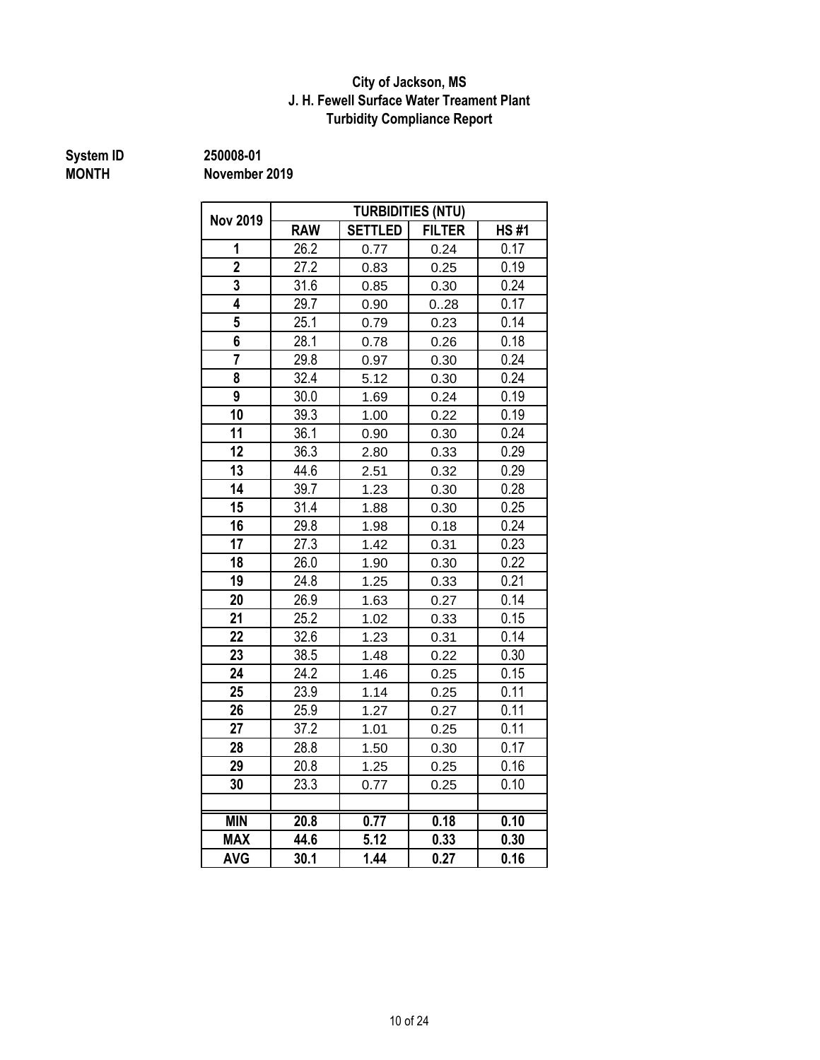**City of Jackson, MS**
**J. H. Fewell Surface Water Treament Plant**
**Turbidity Compliance Report**

**System ID** **250008-01**
**MONTH** **November 2019**

| Nov 2019 | TURBIDITIES (NTU) | | | |
|---|---|---|---|---|
| | RAW | SETTLED | FILTER | HS #1 |
| 1 | 26.2 | 0.77 | 0.24 | 0.17 |
| 2 | 27.2 | 0.83 | 0.25 | 0.19 |
| 3 | 31.6 | 0.85 | 0.30 | 0.24 |
| 4 | 29.7 | 0.90 | 0..28 | 0.17 |
| 5 | 25.1 | 0.79 | 0.23 | 0.14 |
| 6 | 28.1 | 0.78 | 0.26 | 0.18 |
| 7 | 29.8 | 0.97 | 0.30 | 0.24 |
| 8 | 32.4 | 5.12 | 0.30 | 0.24 |
| 9 | 30.0 | 1.69 | 0.24 | 0.19 |
| 10 | 39.3 | 1.00 | 0.22 | 0.19 |
| 11 | 36.1 | 0.90 | 0.30 | 0.24 |
| 12 | 36.3 | 2.80 | 0.33 | 0.29 |
| 13 | 44.6 | 2.51 | 0.32 | 0.29 |
| 14 | 39.7 | 1.23 | 0.30 | 0.28 |
| 15 | 31.4 | 1.88 | 0.30 | 0.25 |
| 16 | 29.8 | 1.98 | 0.18 | 0.24 |
| 17 | 27.3 | 1.42 | 0.31 | 0.23 |
| 18 | 26.0 | 1.90 | 0.30 | 0.22 |
| 19 | 24.8 | 1.25 | 0.33 | 0.21 |
| 20 | 26.9 | 1.63 | 0.27 | 0.14 |
| 21 | 25.2 | 1.02 | 0.33 | 0.15 |
| 22 | 32.6 | 1.23 | 0.31 | 0.14 |
| 23 | 38.5 | 1.48 | 0.22 | 0.30 |
| 24 | 24.2 | 1.46 | 0.25 | 0.15 |
| 25 | 23.9 | 1.14 | 0.25 | 0.11 |
| 26 | 25.9 | 1.27 | 0.27 | 0.11 |
| 27 | 37.2 | 1.01 | 0.25 | 0.11 |
| 28 | 28.8 | 1.50 | 0.30 | 0.17 |
| 29 | 20.8 | 1.25 | 0.25 | 0.16 |
| 30 | 23.3 | 0.77 | 0.25 | 0.10 |
| | | | | |
| **MIN** | **20.8** | **0.77** | **0.18** | **0.10** |
| **MAX** | **44.6** | **5.12** | **0.33** | **0.30** |
| **AVG** | **30.1** | **1.44** | **0.27** | **0.16** |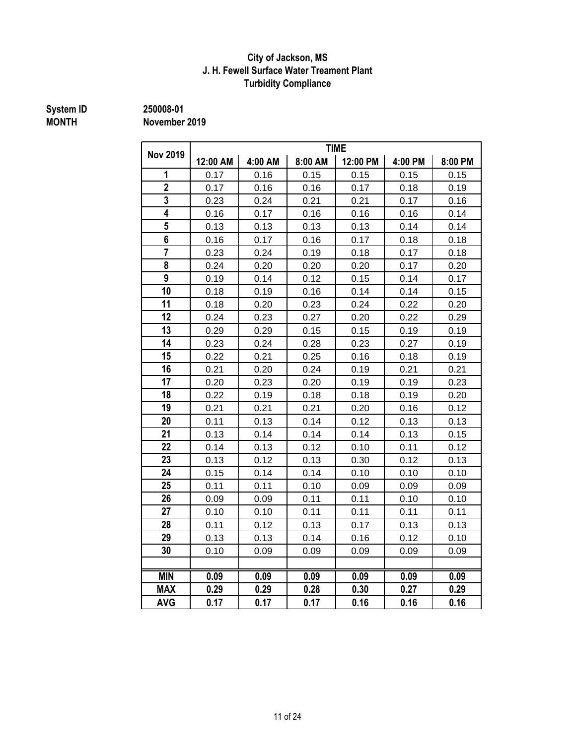**City of Jackson, MS**
**J. H. Fewell Surface Water Treament Plant**
**Turbidity Compliance**

**System ID** 250008-01
**MONTH** November 2019

| Nov 2019 | TIME | | | | | |
|---|---|---|---|---|---|---|
| | 12:00 AM | 4:00 AM | 8:00 AM | 12:00 PM | 4:00 PM | 8:00 PM |
| 1 | 0.17 | 0.16 | 0.15 | 0.15 | 0.15 | 0.15 |
| 2 | 0.17 | 0.16 | 0.16 | 0.17 | 0.18 | 0.19 |
| 3 | 0.23 | 0.24 | 0.21 | 0.21 | 0.17 | 0.16 |
| 4 | 0.16 | 0.17 | 0.16 | 0.16 | 0.16 | 0.14 |
| 5 | 0.13 | 0.13 | 0.13 | 0.13 | 0.14 | 0.14 |
| 6 | 0.16 | 0.17 | 0.16 | 0.17 | 0.18 | 0.18 |
| 7 | 0.23 | 0.24 | 0.19 | 0.18 | 0.17 | 0.18 |
| 8 | 0.24 | 0.20 | 0.20 | 0.20 | 0.17 | 0.20 |
| 9 | 0.19 | 0.14 | 0.12 | 0.15 | 0.14 | 0.17 |
| 10 | 0.18 | 0.19 | 0.16 | 0.14 | 0.14 | 0.15 |
| 11 | 0.18 | 0.20 | 0.23 | 0.24 | 0.22 | 0.20 |
| 12 | 0.24 | 0.23 | 0.27 | 0.20 | 0.22 | 0.29 |
| 13 | 0.29 | 0.29 | 0.15 | 0.15 | 0.19 | 0.19 |
| 14 | 0.23 | 0.24 | 0.28 | 0.23 | 0.27 | 0.19 |
| 15 | 0.22 | 0.21 | 0.25 | 0.16 | 0.18 | 0.19 |
| 16 | 0.21 | 0.20 | 0.24 | 0.19 | 0.21 | 0.21 |
| 17 | 0.20 | 0.23 | 0.20 | 0.19 | 0.19 | 0.23 |
| 18 | 0.22 | 0.19 | 0.18 | 0.18 | 0.19 | 0.20 |
| 19 | 0.21 | 0.21 | 0.21 | 0.20 | 0.16 | 0.12 |
| 20 | 0.11 | 0.13 | 0.14 | 0.12 | 0.13 | 0.13 |
| 21 | 0.13 | 0.14 | 0.14 | 0.14 | 0.13 | 0.15 |
| 22 | 0.14 | 0.13 | 0.12 | 0.10 | 0.11 | 0.12 |
| 23 | 0.13 | 0.12 | 0.13 | 0.30 | 0.12 | 0.13 |
| 24 | 0.15 | 0.14 | 0.14 | 0.10 | 0.10 | 0.10 |
| 25 | 0.11 | 0.11 | 0.10 | 0.09 | 0.09 | 0.09 |
| 26 | 0.09 | 0.09 | 0.11 | 0.11 | 0.10 | 0.10 |
| 27 | 0.10 | 0.10 | 0.11 | 0.11 | 0.11 | 0.11 |
| 28 | 0.11 | 0.12 | 0.13 | 0.17 | 0.13 | 0.13 |
| 29 | 0.13 | 0.13 | 0.14 | 0.16 | 0.12 | 0.10 |
| 30 | 0.10 | 0.09 | 0.09 | 0.09 | 0.09 | 0.09 |
| | | | | | | |
| **MIN** | **0.09** | **0.09** | **0.09** | **0.09** | **0.09** | **0.09** |
| **MAX** | **0.29** | **0.29** | **0.28** | **0.30** | **0.27** | **0.29** |
| **AVG** | **0.17** | **0.17** | **0.17** | **0.16** | **0.16** | **0.16** |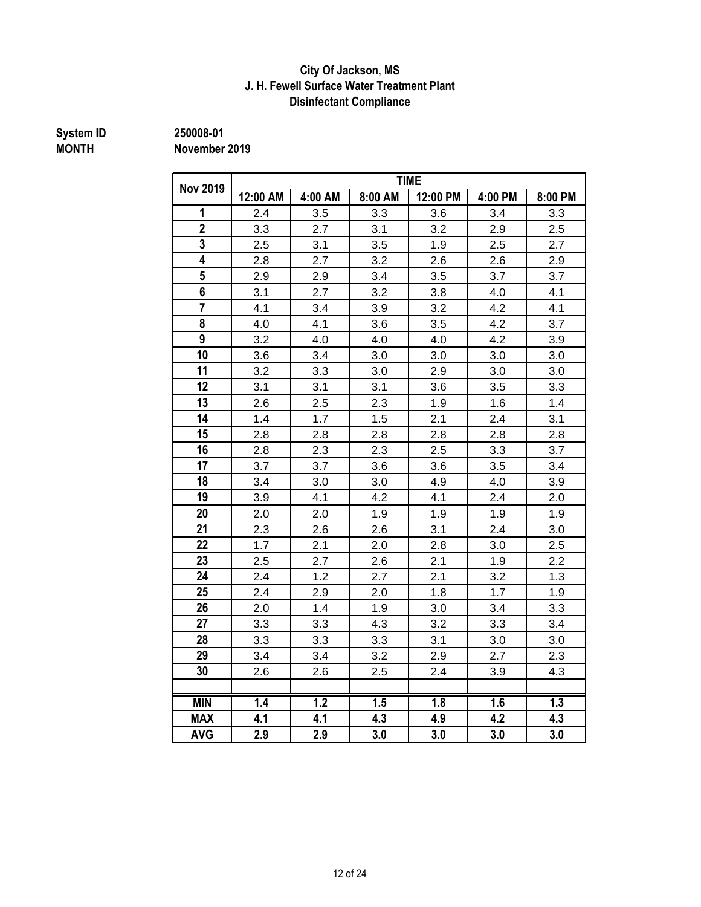**City Of Jackson, MS**
**J. H. Fewell Surface Water Treatment Plant**
**Disinfectant Compliance**

**System ID** 250008-01
**MONTH** November 2019

| Nov 2019 | TIME | | | | | |
|---|---|---|---|---|---|---|
| | 12:00 AM | 4:00 AM | 8:00 AM | 12:00 PM | 4:00 PM | 8:00 PM |
| 1 | 2.4 | 3.5 | 3.3 | 3.6 | 3.4 | 3.3 |
| 2 | 3.3 | 2.7 | 3.1 | 3.2 | 2.9 | 2.5 |
| 3 | 2.5 | 3.1 | 3.5 | 1.9 | 2.5 | 2.7 |
| 4 | 2.8 | 2.7 | 3.2 | 2.6 | 2.6 | 2.9 |
| 5 | 2.9 | 2.9 | 3.4 | 3.5 | 3.7 | 3.7 |
| 6 | 3.1 | 2.7 | 3.2 | 3.8 | 4.0 | 4.1 |
| 7 | 4.1 | 3.4 | 3.9 | 3.2 | 4.2 | 4.1 |
| 8 | 4.0 | 4.1 | 3.6 | 3.5 | 4.2 | 3.7 |
| 9 | 3.2 | 4.0 | 4.0 | 4.0 | 4.2 | 3.9 |
| 10 | 3.6 | 3.4 | 3.0 | 3.0 | 3.0 | 3.0 |
| 11 | 3.2 | 3.3 | 3.0 | 2.9 | 3.0 | 3.0 |
| 12 | 3.1 | 3.1 | 3.1 | 3.6 | 3.5 | 3.3 |
| 13 | 2.6 | 2.5 | 2.3 | 1.9 | 1.6 | 1.4 |
| 14 | 1.4 | 1.7 | 1.5 | 2.1 | 2.4 | 3.1 |
| 15 | 2.8 | 2.8 | 2.8 | 2.8 | 2.8 | 2.8 |
| 16 | 2.8 | 2.3 | 2.3 | 2.5 | 3.3 | 3.7 |
| 17 | 3.7 | 3.7 | 3.6 | 3.6 | 3.5 | 3.4 |
| 18 | 3.4 | 3.0 | 3.0 | 4.9 | 4.0 | 3.9 |
| 19 | 3.9 | 4.1 | 4.2 | 4.1 | 2.4 | 2.0 |
| 20 | 2.0 | 2.0 | 1.9 | 1.9 | 1.9 | 1.9 |
| 21 | 2.3 | 2.6 | 2.6 | 3.1 | 2.4 | 3.0 |
| 22 | 1.7 | 2.1 | 2.0 | 2.8 | 3.0 | 2.5 |
| 23 | 2.5 | 2.7 | 2.6 | 2.1 | 1.9 | 2.2 |
| 24 | 2.4 | 1.2 | 2.7 | 2.1 | 3.2 | 1.3 |
| 25 | 2.4 | 2.9 | 2.0 | 1.8 | 1.7 | 1.9 |
| 26 | 2.0 | 1.4 | 1.9 | 3.0 | 3.4 | 3.3 |
| 27 | 3.3 | 3.3 | 4.3 | 3.2 | 3.3 | 3.4 |
| 28 | 3.3 | 3.3 | 3.3 | 3.1 | 3.0 | 3.0 |
| 29 | 3.4 | 3.4 | 3.2 | 2.9 | 2.7 | 2.3 |
| 30 | 2.6 | 2.6 | 2.5 | 2.4 | 3.9 | 4.3 |
| | | | | | | |
| **MIN** | **1.4** | **1.2** | **1.5** | **1.8** | **1.6** | **1.3** |
| **MAX** | **4.1** | **4.1** | **4.3** | **4.9** | **4.2** | **4.3** |
| **AVG** | **2.9** | **2.9** | **3.0** | **3.0** | **3.0** | **3.0** |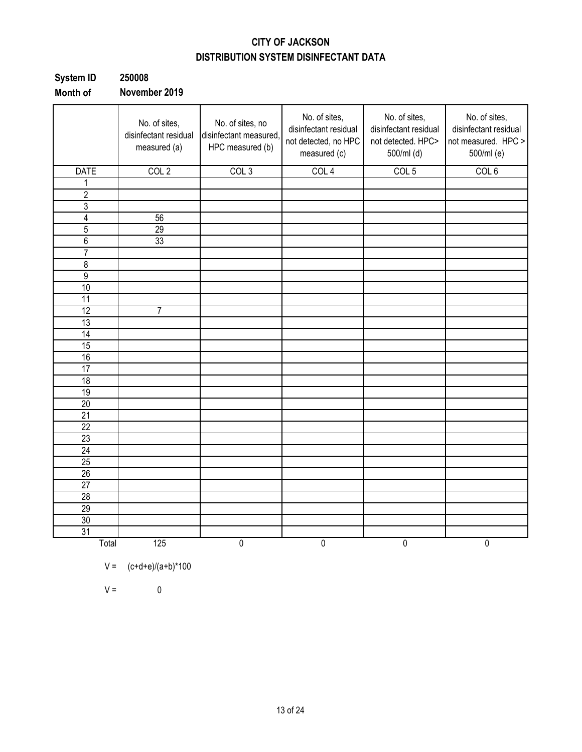**CITY OF JACKSON**
**DISTRIBUTION SYSTEM DISINFECTANT DATA**

**System ID** **250008**
**Month of** **November 2019**

| | No. of sites, disinfectant residual measured (a) | No. of sites, no disinfectant measured, HPC measured (b) | No. of sites, disinfectant residual not detected, no HPC measured (c) | No. of sites, disinfectant residual not detected. HPC> 500/ml (d) | No. of sites, disinfectant residual not measured. HPC > 500/ml (e) |
|---|---|---|---|---|---|
| DATE | COL 2 | COL 3 | COL 4 | COL 5 | COL 6 |
| 1 | | | | | |
| 2 | | | | | |
| 3 | | | | | |
| 4 | 56 | | | | |
| 5 | 29 | | | | |
| 6 | 33 | | | | |
| 7 | | | | | |
| 8 | | | | | |
| 9 | | | | | |
| 10 | | | | | |
| 11 | | | | | |
| 12 | 7 | | | | |
| 13 | | | | | |
| 14 | | | | | |
| 15 | | | | | |
| 16 | | | | | |
| 17 | | | | | |
| 18 | | | | | |
| 19 | | | | | |
| 20 | | | | | |
| 21 | | | | | |
| 22 | | | | | |
| 23 | | | | | |
| 24 | | | | | |
| 25 | | | | | |
| 26 | | | | | |
| 27 | | | | | |
| 28 | | | | | |
| 29 | | | | | |
| 30 | | | | | |
| 31 | | | | | |
| Total | 125 | 0 | 0 | 0 | 0 |

V = (c+d+e)/(a+b)*100

V = 0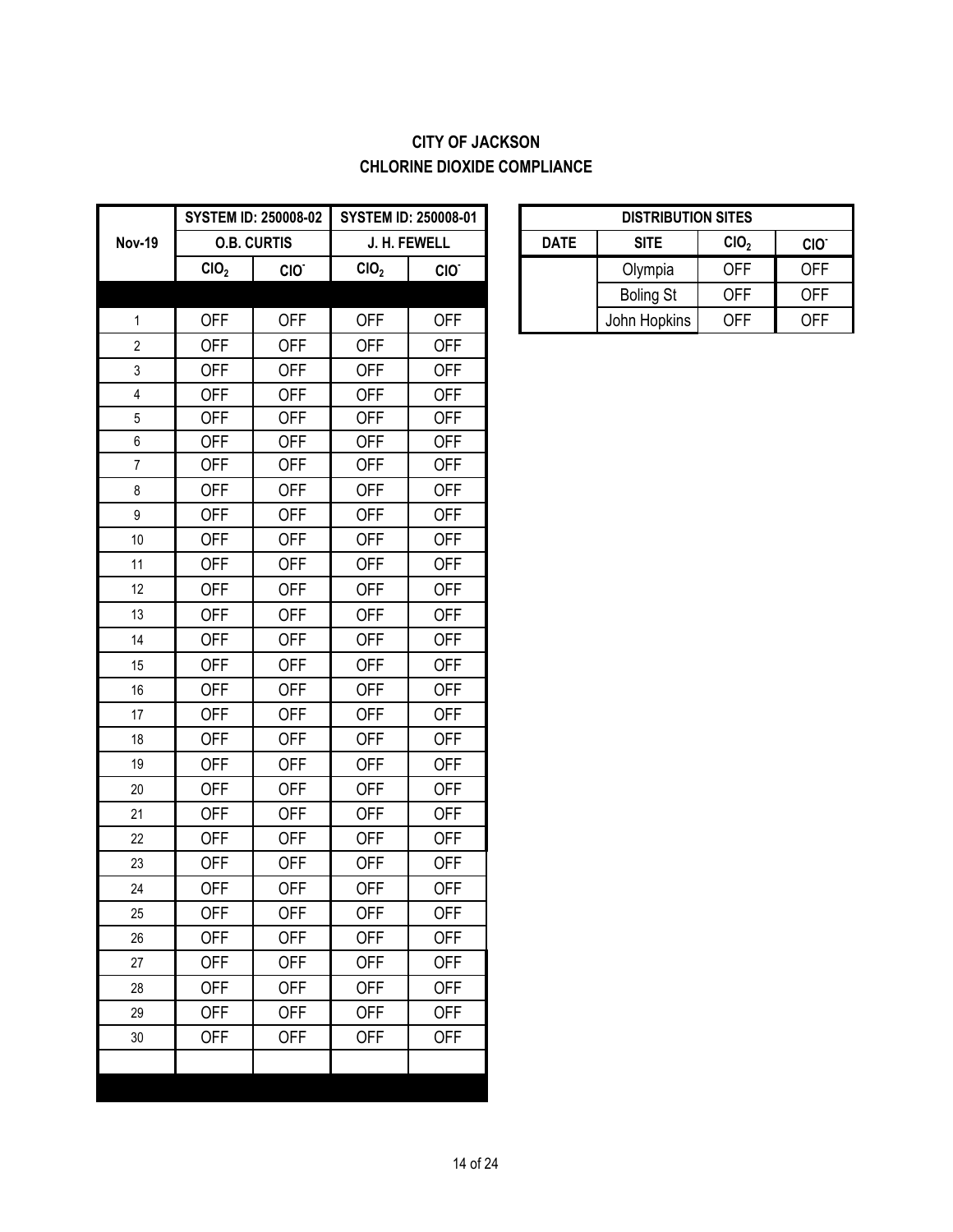**CITY OF JACKSON**
**CHLORINE DIOXIDE COMPLIANCE**

| Nov-19 | SYSTEM ID: 250008-02 | | SYSTEM ID: 250008-01 | |
|---|---|---|---|---|
| | O.B. CURTIS | | J. H. FEWELL | |
| | $ClO_2$ | $ClO^-$ | $ClO_2$ | $ClO^-$ |
| | | | | |
| 1 | OFF | OFF | OFF | OFF |
| 2 | OFF | OFF | OFF | OFF |
| 3 | OFF | OFF | OFF | OFF |
| 4 | OFF | OFF | OFF | OFF |
| 5 | OFF | OFF | OFF | OFF |
| 6 | OFF | OFF | OFF | OFF |
| 7 | OFF | OFF | OFF | OFF |
| 8 | OFF | OFF | OFF | OFF |
| 9 | OFF | OFF | OFF | OFF |
| 10 | OFF | OFF | OFF | OFF |
| 11 | OFF | OFF | OFF | OFF |
| 12 | OFF | OFF | OFF | OFF |
| 13 | OFF | OFF | OFF | OFF |
| 14 | OFF | OFF | OFF | OFF |
| 15 | OFF | OFF | OFF | OFF |
| 16 | OFF | OFF | OFF | OFF |
| 17 | OFF | OFF | OFF | OFF |
| 18 | OFF | OFF | OFF | OFF |
| 19 | OFF | OFF | OFF | OFF |
| 20 | OFF | OFF | OFF | OFF |
| 21 | OFF | OFF | OFF | OFF |
| 22 | OFF | OFF | OFF | OFF |
| 23 | OFF | OFF | OFF | OFF |
| 24 | OFF | OFF | OFF | OFF |
| 25 | OFF | OFF | OFF | OFF |
| 26 | OFF | OFF | OFF | OFF |
| 27 | OFF | OFF | OFF | OFF |
| 28 | OFF | OFF | OFF | OFF |
| 29 | OFF | OFF | OFF | OFF |
| 30 | OFF | OFF | OFF | OFF |
| | | | | |

| DISTRIBUTION SITES | | | |
|---|---|---|---|
| DATE | SITE | $ClO_2$ | $ClO^-$ |
| | Olympia | OFF | OFF |
| | Boling St | OFF | OFF |
| | John Hopkins | OFF | OFF |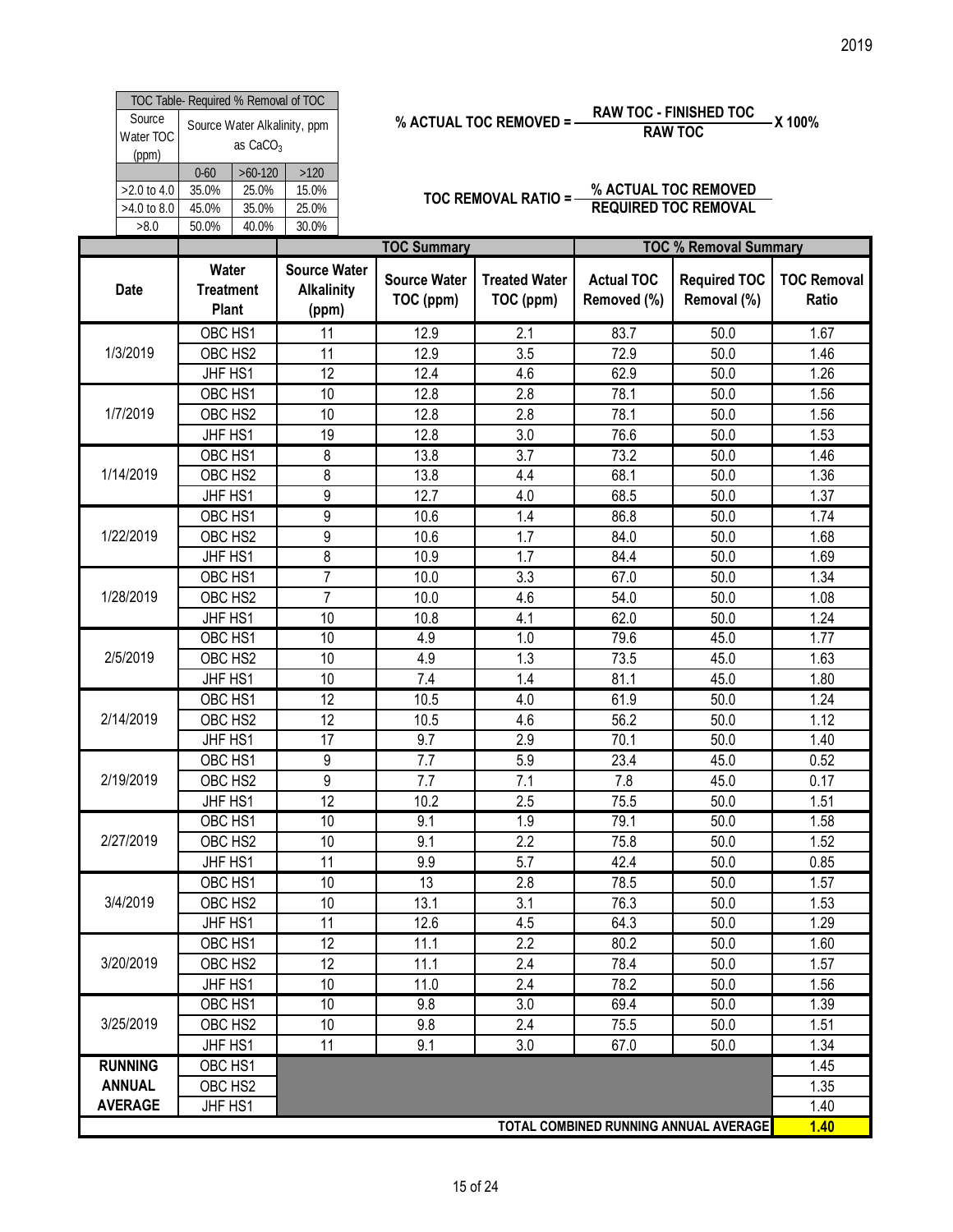2019

| TOC Table- Required % Removal of TOC | | | |
|---|---|---|---|
| Source Water TOC (ppm) | Source Water Alkalinity, ppm as $CaCO_3$ | | |
| | 0-60 | >60-120 | >120 |
| >2.0 to 4.0 | 35.0% | 25.0% | 15.0% |
| >4.0 to 8.0 | 45.0% | 35.0% | 25.0% |
| >8.0 | 50.0% | 40.0% | 30.0% |

$$\text{\% ACTUAL TOC REMOVED} = \frac{\text{RAW TOC - FINISHED TOC}}{\text{RAW TOC}} \times 100\%$$

$$\text{TOC REMOVAL RATIO} = \frac{\text{\% ACTUAL TOC REMOVED}}{\text{REQUIRED TOC REMOVAL}}$$

| | | | TOC Summary | | TOC % Removal Summary | | |
|---|---|---|---|---|---|---|---|
| Date | Water Treatment Plant | Source Water Alkalinity (ppm) | Source Water TOC (ppm) | Treated Water TOC (ppm) | Actual TOC Removed (%) | Required TOC Removal (%) | TOC Removal Ratio |
| 1/3/2019 | OBC HS1 | 11 | 12.9 | 2.1 | 83.7 | 50.0 | 1.67 |
| | OBC HS2 | 11 | 12.9 | 3.5 | 72.9 | 50.0 | 1.46 |
| | JHF HS1 | 12 | 12.4 | 4.6 | 62.9 | 50.0 | 1.26 |
| 1/7/2019 | OBC HS1 | 10 | 12.8 | 2.8 | 78.1 | 50.0 | 1.56 |
| | OBC HS2 | 10 | 12.8 | 2.8 | 78.1 | 50.0 | 1.56 |
| | JHF HS1 | 19 | 12.8 | 3.0 | 76.6 | 50.0 | 1.53 |
| 1/14/2019 | OBC HS1 | 8 | 13.8 | 3.7 | 73.2 | 50.0 | 1.46 |
| | OBC HS2 | 8 | 13.8 | 4.4 | 68.1 | 50.0 | 1.36 |
| | JHF HS1 | 9 | 12.7 | 4.0 | 68.5 | 50.0 | 1.37 |
| 1/22/2019 | OBC HS1 | 9 | 10.6 | 1.4 | 86.8 | 50.0 | 1.74 |
| | OBC HS2 | 9 | 10.6 | 1.7 | 84.0 | 50.0 | 1.68 |
| | JHF HS1 | 8 | 10.9 | 1.7 | 84.4 | 50.0 | 1.69 |
| 1/28/2019 | OBC HS1 | 7 | 10.0 | 3.3 | 67.0 | 50.0 | 1.34 |
| | OBC HS2 | 7 | 10.0 | 4.6 | 54.0 | 50.0 | 1.08 |
| | JHF HS1 | 10 | 10.8 | 4.1 | 62.0 | 50.0 | 1.24 |
| 2/5/2019 | OBC HS1 | 10 | 4.9 | 1.0 | 79.6 | 45.0 | 1.77 |
| | OBC HS2 | 10 | 4.9 | 1.3 | 73.5 | 45.0 | 1.63 |
| | JHF HS1 | 10 | 7.4 | 1.4 | 81.1 | 45.0 | 1.80 |
| 2/14/2019 | OBC HS1 | 12 | 10.5 | 4.0 | 61.9 | 50.0 | 1.24 |
| | OBC HS2 | 12 | 10.5 | 4.6 | 56.2 | 50.0 | 1.12 |
| | JHF HS1 | 17 | 9.7 | 2.9 | 70.1 | 50.0 | 1.40 |
| 2/19/2019 | OBC HS1 | 9 | 7.7 | 5.9 | 23.4 | 45.0 | 0.52 |
| | OBC HS2 | 9 | 7.7 | 7.1 | 7.8 | 45.0 | 0.17 |
| | JHF HS1 | 12 | 10.2 | 2.5 | 75.5 | 50.0 | 1.51 |
| 2/27/2019 | OBC HS1 | 10 | 9.1 | 1.9 | 79.1 | 50.0 | 1.58 |
| | OBC HS2 | 10 | 9.1 | 2.2 | 75.8 | 50.0 | 1.52 |
| | JHF HS1 | 11 | 9.9 | 5.7 | 42.4 | 50.0 | 0.85 |
| 3/4/2019 | OBC HS1 | 10 | 13 | 2.8 | 78.5 | 50.0 | 1.57 |
| | OBC HS2 | 10 | 13.1 | 3.1 | 76.3 | 50.0 | 1.53 |
| | JHF HS1 | 11 | 12.6 | 4.5 | 64.3 | 50.0 | 1.29 |
| 3/20/2019 | OBC HS1 | 12 | 11.1 | 2.2 | 80.2 | 50.0 | 1.60 |
| | OBC HS2 | 12 | 11.1 | 2.4 | 78.4 | 50.0 | 1.57 |
| | JHF HS1 | 10 | 11.0 | 2.4 | 78.2 | 50.0 | 1.56 |
| 3/25/2019 | OBC HS1 | 10 | 9.8 | 3.0 | 69.4 | 50.0 | 1.39 |
| | OBC HS2 | 10 | 9.8 | 2.4 | 75.5 | 50.0 | 1.51 |
| | JHF HS1 | 11 | 9.1 | 3.0 | 67.0 | 50.0 | 1.34 |
| RUNNING ANNUAL AVERAGE | OBC HS1 | | | | | | 1.45 |
| | OBC HS2 | | | | | | 1.35 |
| | JHF HS1 | | | | | | 1.40 |
| TOTAL COMBINED RUNNING ANNUAL AVERAGE | | | | | | | **1.40** |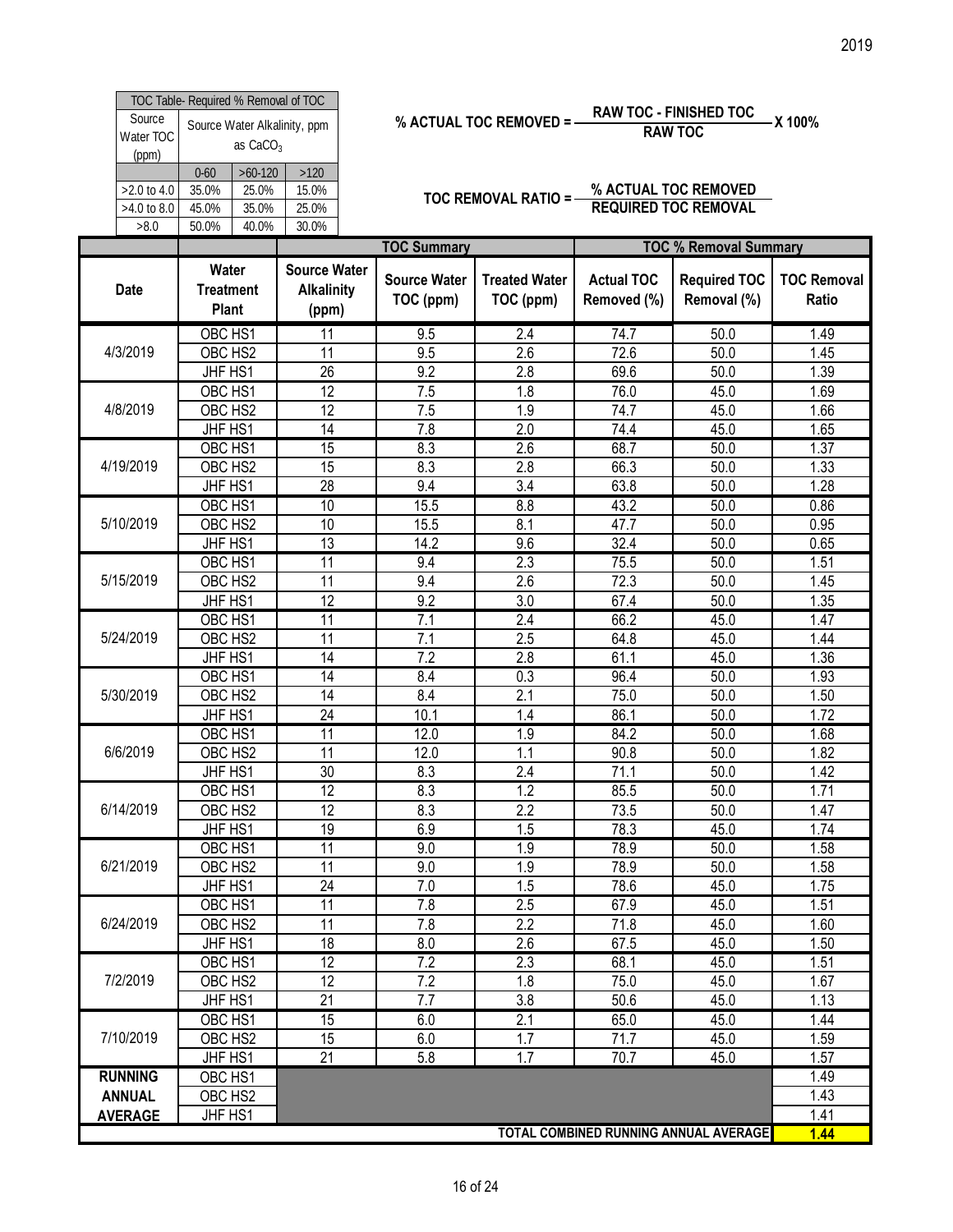2019

| TOC Table- Required % Removal of TOC | | | |
|---|---|---|---|
| Source Water TOC (ppm) | Source Water Alkalinity, ppm as $CaCO_3$ | | |
| | 0-60 | >60-120 | >120 |
| >2.0 to 4.0 | 35.0% | 25.0% | 15.0% |
| >4.0 to 8.0 | 45.0% | 35.0% | 25.0% |
| >8.0 | 50.0% | 40.0% | 30.0% |

$$\text{\% ACTUAL TOC REMOVED} = \frac{\text{RAW TOC - FINISHED TOC}}{\text{RAW TOC}} \times 100\%$$

$$\text{TOC REMOVAL RATIO} = \frac{\text{\% ACTUAL TOC REMOVED}}{\text{REQUIRED TOC REMOVAL}}$$

| | | | TOC Summary | | TOC % Removal Summary | | |
|---|---|---|---|---|---|---|---|
| Date | Water Treatment Plant | Source Water Alkalinity (ppm) | Source Water TOC (ppm) | Treated Water TOC (ppm) | Actual TOC Removed (%) | Required TOC Removal (%) | TOC Removal Ratio |
| 4/3/2019 | OBC HS1 | 11 | 9.5 | 2.4 | 74.7 | 50.0 | 1.49 |
| | OBC HS2 | 11 | 9.5 | 2.6 | 72.6 | 50.0 | 1.45 |
| | JHF HS1 | 26 | 9.2 | 2.8 | 69.6 | 50.0 | 1.39 |
| 4/8/2019 | OBC HS1 | 12 | 7.5 | 1.8 | 76.0 | 45.0 | 1.69 |
| | OBC HS2 | 12 | 7.5 | 1.9 | 74.7 | 45.0 | 1.66 |
| | JHF HS1 | 14 | 7.8 | 2.0 | 74.4 | 45.0 | 1.65 |
| 4/19/2019 | OBC HS1 | 15 | 8.3 | 2.6 | 68.7 | 50.0 | 1.37 |
| | OBC HS2 | 15 | 8.3 | 2.8 | 66.3 | 50.0 | 1.33 |
| | JHF HS1 | 28 | 9.4 | 3.4 | 63.8 | 50.0 | 1.28 |
| 5/10/2019 | OBC HS1 | 10 | 15.5 | 8.8 | 43.2 | 50.0 | 0.86 |
| | OBC HS2 | 10 | 15.5 | 8.1 | 47.7 | 50.0 | 0.95 |
| | JHF HS1 | 13 | 14.2 | 9.6 | 32.4 | 50.0 | 0.65 |
| 5/15/2019 | OBC HS1 | 11 | 9.4 | 2.3 | 75.5 | 50.0 | 1.51 |
| | OBC HS2 | 11 | 9.4 | 2.6 | 72.3 | 50.0 | 1.45 |
| | JHF HS1 | 12 | 9.2 | 3.0 | 67.4 | 50.0 | 1.35 |
| 5/24/2019 | OBC HS1 | 11 | 7.1 | 2.4 | 66.2 | 45.0 | 1.47 |
| | OBC HS2 | 11 | 7.1 | 2.5 | 64.8 | 45.0 | 1.44 |
| | JHF HS1 | 14 | 7.2 | 2.8 | 61.1 | 45.0 | 1.36 |
| 5/30/2019 | OBC HS1 | 14 | 8.4 | 0.3 | 96.4 | 50.0 | 1.93 |
| | OBC HS2 | 14 | 8.4 | 2.1 | 75.0 | 50.0 | 1.50 |
| | JHF HS1 | 24 | 10.1 | 1.4 | 86.1 | 50.0 | 1.72 |
| 6/6/2019 | OBC HS1 | 11 | 12.0 | 1.9 | 84.2 | 50.0 | 1.68 |
| | OBC HS2 | 11 | 12.0 | 1.1 | 90.8 | 50.0 | 1.82 |
| | JHF HS1 | 30 | 8.3 | 2.4 | 71.1 | 50.0 | 1.42 |
| 6/14/2019 | OBC HS1 | 12 | 8.3 | 1.2 | 85.5 | 50.0 | 1.71 |
| | OBC HS2 | 12 | 8.3 | 2.2 | 73.5 | 50.0 | 1.47 |
| | JHF HS1 | 19 | 6.9 | 1.5 | 78.3 | 45.0 | 1.74 |
| 6/21/2019 | OBC HS1 | 11 | 9.0 | 1.9 | 78.9 | 50.0 | 1.58 |
| | OBC HS2 | 11 | 9.0 | 1.9 | 78.9 | 50.0 | 1.58 |
| | JHF HS1 | 24 | 7.0 | 1.5 | 78.6 | 45.0 | 1.75 |
| 6/24/2019 | OBC HS1 | 11 | 7.8 | 2.5 | 67.9 | 45.0 | 1.51 |
| | OBC HS2 | 11 | 7.8 | 2.2 | 71.8 | 45.0 | 1.60 |
| | JHF HS1 | 18 | 8.0 | 2.6 | 67.5 | 45.0 | 1.50 |
| 7/2/2019 | OBC HS1 | 12 | 7.2 | 2.3 | 68.1 | 45.0 | 1.51 |
| | OBC HS2 | 12 | 7.2 | 1.8 | 75.0 | 45.0 | 1.67 |
| | JHF HS1 | 21 | 7.7 | 3.8 | 50.6 | 45.0 | 1.13 |
| 7/10/2019 | OBC HS1 | 15 | 6.0 | 2.1 | 65.0 | 45.0 | 1.44 |
| | OBC HS2 | 15 | 6.0 | 1.7 | 71.7 | 45.0 | 1.59 |
| | JHF HS1 | 21 | 5.8 | 1.7 | 70.7 | 45.0 | 1.57 |
| RUNNING ANNUAL AVERAGE | OBC HS1 | | | | | | 1.49 |
| | OBC HS2 | | | | | | 1.43 |
| | JHF HS1 | | | | | | 1.41 |
| TOTAL COMBINED RUNNING ANNUAL AVERAGE | | | | | | | 1.44 |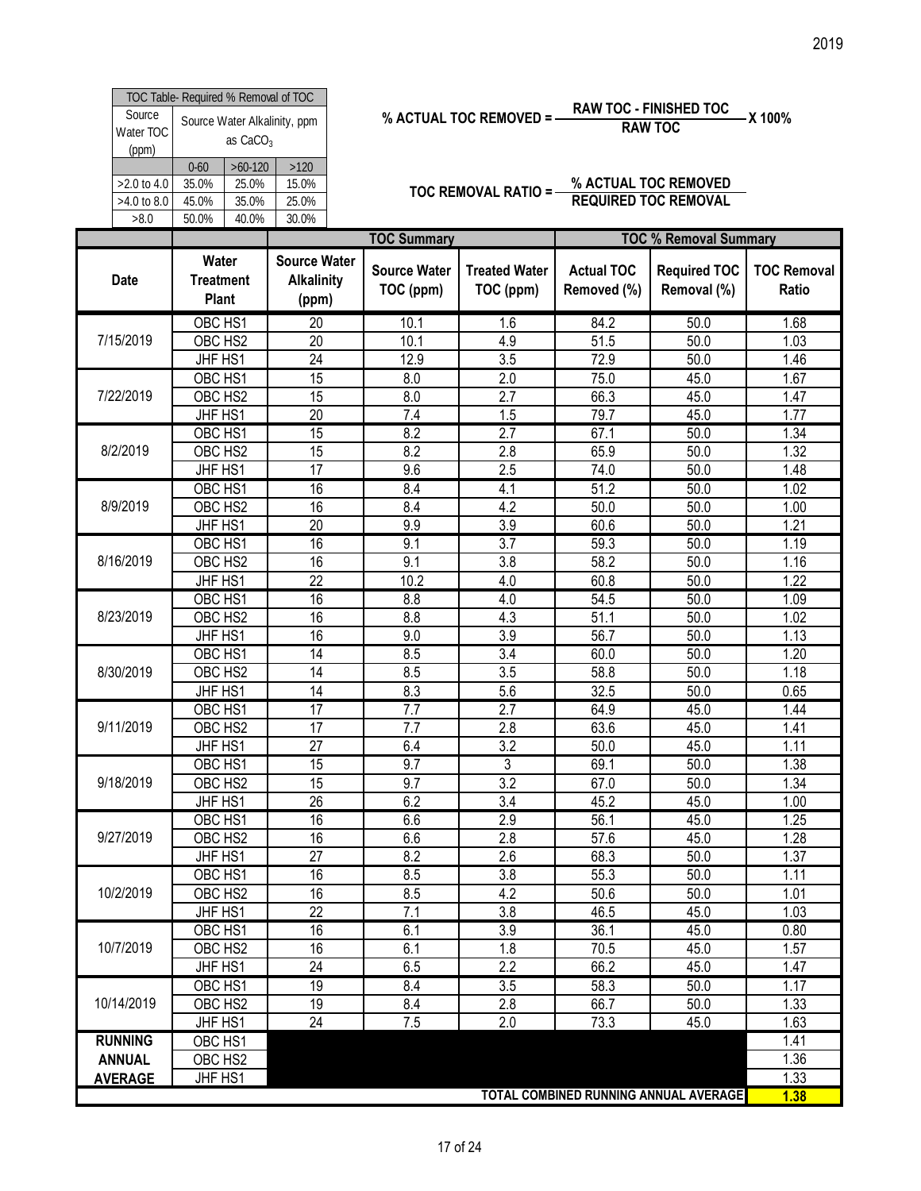2019

| TOC Table- Required % Removal of TOC | | | |
|---|---|---|---|
| Source Water TOC (ppm) | Source Water Alkalinity, ppm as $CaCO_3$ | | |
| | 0-60 | >60-120 | >120 |
| >2.0 to 4.0 | 35.0% | 25.0% | 15.0% |
| >4.0 to 8.0 | 45.0% | 35.0% | 25.0% |
| >8.0 | 50.0% | 40.0% | 30.0% |

$$\% \text{ ACTUAL TOC REMOVED} = \frac{\text{RAW TOC - FINISHED TOC}}{\text{RAW TOC}} \times 100\%$$

$$\text{TOC REMOVAL RATIO} = \frac{\% \text{ ACTUAL TOC REMOVED}}{\text{REQUIRED TOC REMOVAL}}$$

| | | | TOC Summary | | TOC % Removal Summary | | |
|---|---|---|---|---|---|---|---|
| Date | Water Treatment Plant | Source Water Alkalinity (ppm) | Source Water TOC (ppm) | Treated Water TOC (ppm) | Actual TOC Removed (%) | Required TOC Removal (%) | TOC Removal Ratio |
| 7/15/2019 | OBC HS1 | 20 | 10.1 | 1.6 | 84.2 | 50.0 | 1.68 |
| | OBC HS2 | 20 | 10.1 | 4.9 | 51.5 | 50.0 | 1.03 |
| | JHF HS1 | 24 | 12.9 | 3.5 | 72.9 | 50.0 | 1.46 |
| 7/22/2019 | OBC HS1 | 15 | 8.0 | 2.0 | 75.0 | 45.0 | 1.67 |
| | OBC HS2 | 15 | 8.0 | 2.7 | 66.3 | 45.0 | 1.47 |
| | JHF HS1 | 20 | 7.4 | 1.5 | 79.7 | 45.0 | 1.77 |
| 8/2/2019 | OBC HS1 | 15 | 8.2 | 2.7 | 67.1 | 50.0 | 1.34 |
| | OBC HS2 | 15 | 8.2 | 2.8 | 65.9 | 50.0 | 1.32 |
| | JHF HS1 | 17 | 9.6 | 2.5 | 74.0 | 50.0 | 1.48 |
| 8/9/2019 | OBC HS1 | 16 | 8.4 | 4.1 | 51.2 | 50.0 | 1.02 |
| | OBC HS2 | 16 | 8.4 | 4.2 | 50.0 | 50.0 | 1.00 |
| | JHF HS1 | 20 | 9.9 | 3.9 | 60.6 | 50.0 | 1.21 |
| 8/16/2019 | OBC HS1 | 16 | 9.1 | 3.7 | 59.3 | 50.0 | 1.19 |
| | OBC HS2 | 16 | 9.1 | 3.8 | 58.2 | 50.0 | 1.16 |
| | JHF HS1 | 22 | 10.2 | 4.0 | 60.8 | 50.0 | 1.22 |
| 8/23/2019 | OBC HS1 | 16 | 8.8 | 4.0 | 54.5 | 50.0 | 1.09 |
| | OBC HS2 | 16 | 8.8 | 4.3 | 51.1 | 50.0 | 1.02 |
| | JHF HS1 | 16 | 9.0 | 3.9 | 56.7 | 50.0 | 1.13 |
| 8/30/2019 | OBC HS1 | 14 | 8.5 | 3.4 | 60.0 | 50.0 | 1.20 |
| | OBC HS2 | 14 | 8.5 | 3.5 | 58.8 | 50.0 | 1.18 |
| | JHF HS1 | 14 | 8.3 | 5.6 | 32.5 | 50.0 | 0.65 |
| 9/11/2019 | OBC HS1 | 17 | 7.7 | 2.7 | 64.9 | 45.0 | 1.44 |
| | OBC HS2 | 17 | 7.7 | 2.8 | 63.6 | 45.0 | 1.41 |
| | JHF HS1 | 27 | 6.4 | 3.2 | 50.0 | 45.0 | 1.11 |
| 9/18/2019 | OBC HS1 | 15 | 9.7 | 3 | 69.1 | 50.0 | 1.38 |
| | OBC HS2 | 15 | 9.7 | 3.2 | 67.0 | 50.0 | 1.34 |
| | JHF HS1 | 26 | 6.2 | 3.4 | 45.2 | 45.0 | 1.00 |
| 9/27/2019 | OBC HS1 | 16 | 6.6 | 2.9 | 56.1 | 45.0 | 1.25 |
| | OBC HS2 | 16 | 6.6 | 2.8 | 57.6 | 45.0 | 1.28 |
| | JHF HS1 | 27 | 8.2 | 2.6 | 68.3 | 50.0 | 1.37 |
| 10/2/2019 | OBC HS1 | 16 | 8.5 | 3.8 | 55.3 | 50.0 | 1.11 |
| | OBC HS2 | 16 | 8.5 | 4.2 | 50.6 | 50.0 | 1.01 |
| | JHF HS1 | 22 | 7.1 | 3.8 | 46.5 | 45.0 | 1.03 |
| 10/7/2019 | OBC HS1 | 16 | 6.1 | 3.9 | 36.1 | 45.0 | 0.80 |
| | OBC HS2 | 16 | 6.1 | 1.8 | 70.5 | 45.0 | 1.57 |
| | JHF HS1 | 24 | 6.5 | 2.2 | 66.2 | 45.0 | 1.47 |
| 10/14/2019 | OBC HS1 | 19 | 8.4 | 3.5 | 58.3 | 50.0 | 1.17 |
| | OBC HS2 | 19 | 8.4 | 2.8 | 66.7 | 50.0 | 1.33 |
| | JHF HS1 | 24 | 7.5 | 2.0 | 73.3 | 45.0 | 1.63 |
| **RUNNING ANNUAL AVERAGE** | OBC HS1 | | | | | | 1.41 |
| | OBC HS2 | | | | | | 1.36 |
| | JHF HS1 | | | | | | 1.33 |
| **TOTAL COMBINED RUNNING ANNUAL AVERAGE** | | | | | | | **1.38** |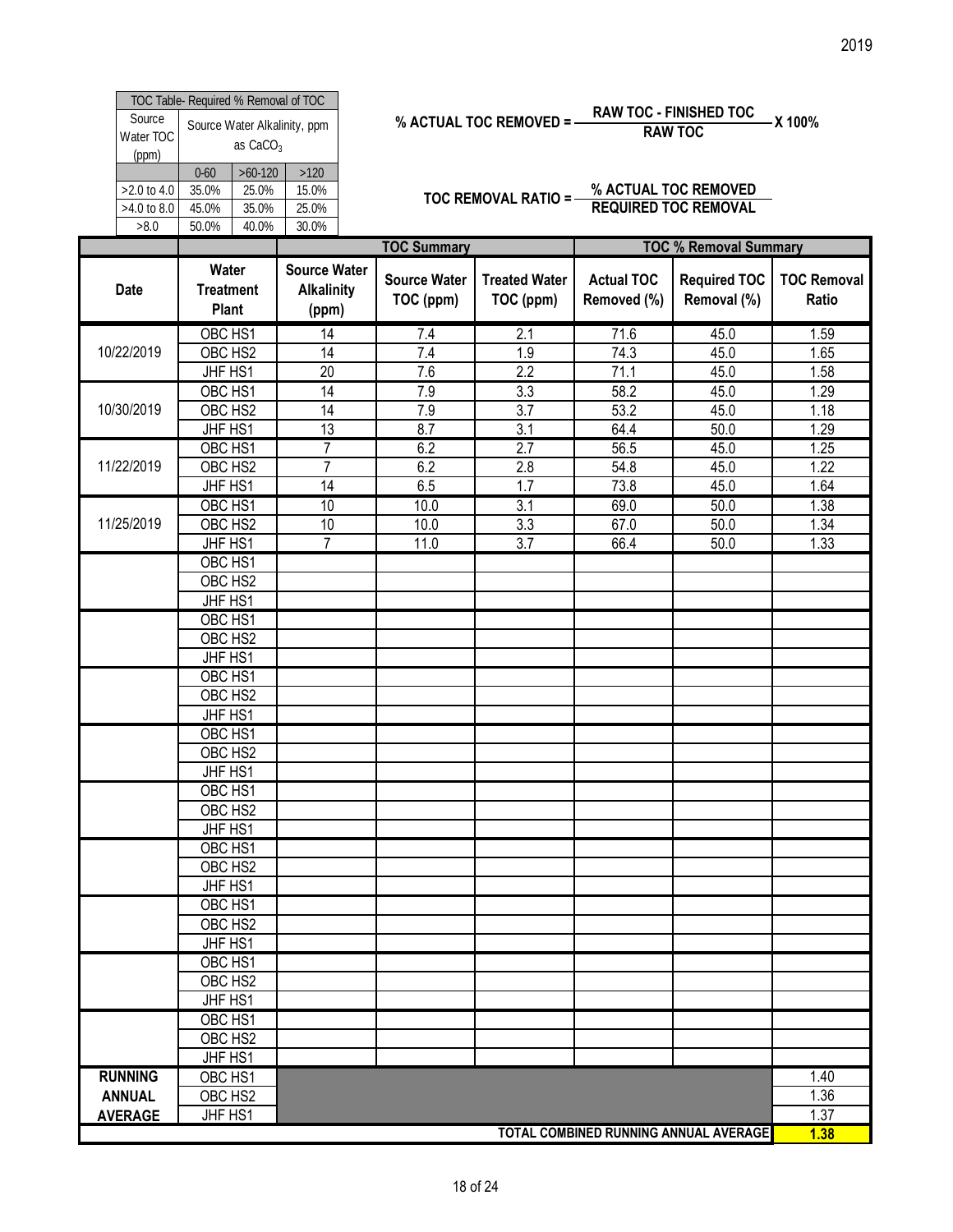2019

| TOC Table- Required % Removal of TOC | | | |
|---|---|---|---|
| Source Water TOC (ppm) | Source Water Alkalinity, ppm as $CaCO_3$ | | |
| | 0-60 | >60-120 | >120 |
| >2.0 to 4.0 | 35.0% | 25.0% | 15.0% |
| >4.0 to 8.0 | 45.0% | 35.0% | 25.0% |
| >8.0 | 50.0% | 40.0% | 30.0% |

$$\% \text{ ACTUAL TOC REMOVED} = \frac{\text{RAW TOC - FINISHED TOC}}{\text{RAW TOC}} \text{ X } 100\%$$

$$\text{TOC REMOVAL RATIO} = \frac{\% \text{ ACTUAL TOC REMOVED}}{\text{REQUIRED TOC REMOVAL}}$$

| | | | TOC Summary | | TOC % Removal Summary | | |
|---|---|---|---|---|---|---|---|
| Date | Water Treatment Plant | Source Water Alkalinity (ppm) | Source Water TOC (ppm) | Treated Water TOC (ppm) | Actual TOC Removed (%) | Required TOC Removal (%) | TOC Removal Ratio |
| 10/22/2019 | OBC HS1 | 14 | 7.4 | 2.1 | 71.6 | 45.0 | 1.59 |
| | OBC HS2 | 14 | 7.4 | 1.9 | 74.3 | 45.0 | 1.65 |
| | JHF HS1 | 20 | 7.6 | 2.2 | 71.1 | 45.0 | 1.58 |
| 10/30/2019 | OBC HS1 | 14 | 7.9 | 3.3 | 58.2 | 45.0 | 1.29 |
| | OBC HS2 | 14 | 7.9 | 3.7 | 53.2 | 45.0 | 1.18 |
| | JHF HS1 | 13 | 8.7 | 3.1 | 64.4 | 50.0 | 1.29 |
| 11/22/2019 | OBC HS1 | 7 | 6.2 | 2.7 | 56.5 | 45.0 | 1.25 |
| | OBC HS2 | 7 | 6.2 | 2.8 | 54.8 | 45.0 | 1.22 |
| | JHF HS1 | 14 | 6.5 | 1.7 | 73.8 | 45.0 | 1.64 |
| 11/25/2019 | OBC HS1 | 10 | 10.0 | 3.1 | 69.0 | 50.0 | 1.38 |
| | OBC HS2 | 10 | 10.0 | 3.3 | 67.0 | 50.0 | 1.34 |
| | JHF HS1 | 7 | 11.0 | 3.7 | 66.4 | 50.0 | 1.33 |
| | OBC HS1 | | | | | | |
| | OBC HS2 | | | | | | |
| | JHF HS1 | | | | | | |
| | OBC HS1 | | | | | | |
| | OBC HS2 | | | | | | |
| | JHF HS1 | | | | | | |
| | OBC HS1 | | | | | | |
| | OBC HS2 | | | | | | |
| | JHF HS1 | | | | | | |
| | OBC HS1 | | | | | | |
| | OBC HS2 | | | | | | |
| | JHF HS1 | | | | | | |
| | OBC HS1 | | | | | | |
| | OBC HS2 | | | | | | |
| | JHF HS1 | | | | | | |
| | OBC HS1 | | | | | | |
| | OBC HS2 | | | | | | |
| | JHF HS1 | | | | | | |
| | OBC HS1 | | | | | | |
| | OBC HS2 | | | | | | |
| | JHF HS1 | | | | | | |
| | OBC HS1 | | | | | | |
| | OBC HS2 | | | | | | |
| | JHF HS1 | | | | | | |
| | OBC HS1 | | | | | | |
| | OBC HS2 | | | | | | |
| | JHF HS1 | | | | | | |
| RUNNING ANNUAL AVERAGE | OBC HS1 | | | | | | 1.40 |
| | OBC HS2 | | | | | | 1.36 |
| | JHF HS1 | | | | | | 1.37 |
| TOTAL COMBINED RUNNING ANNUAL AVERAGE | | | | | | | **1.38** |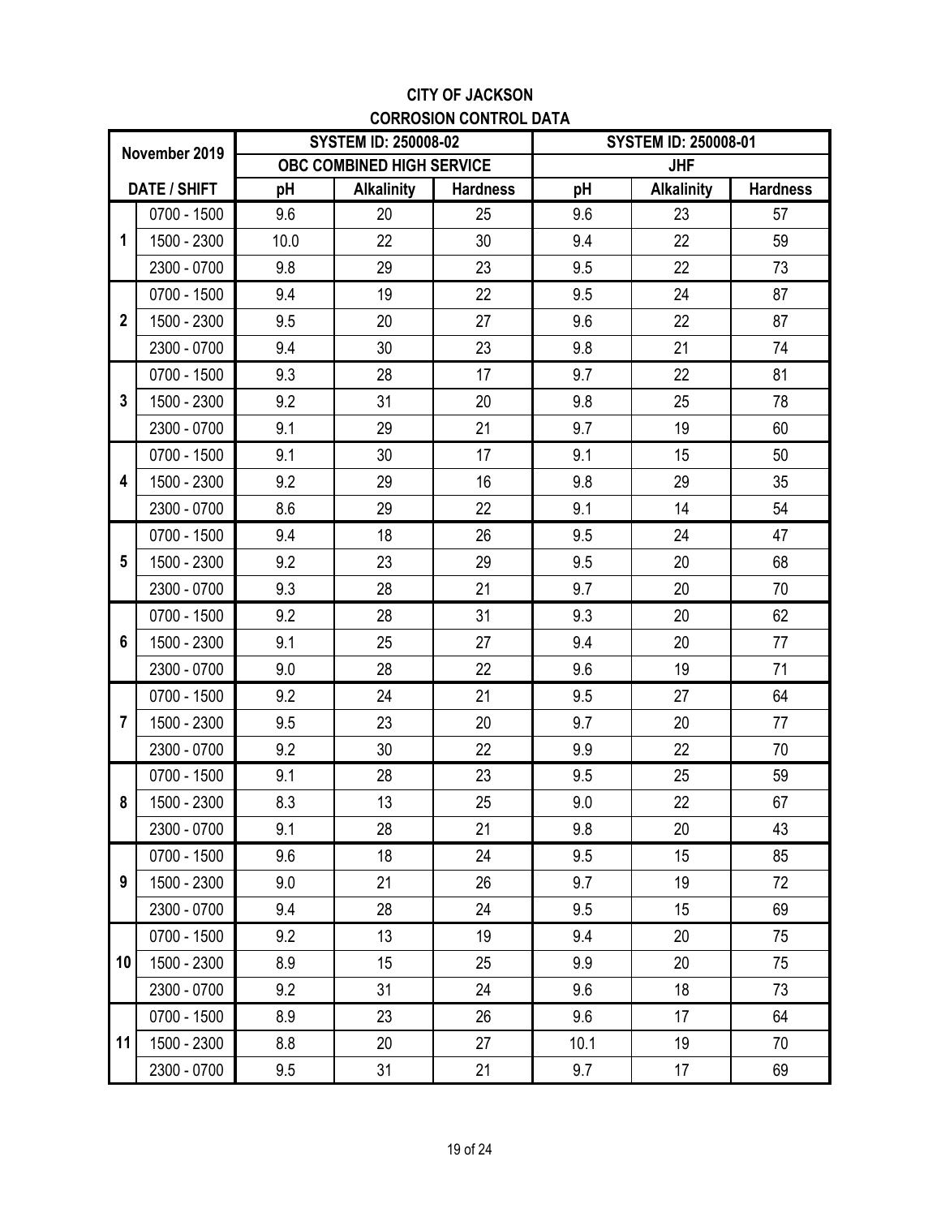# CITY OF JACKSON

## CORROSION CONTROL DATA

| November 2019 | | SYSTEM ID: 250008-02 | | | SYSTEM ID: 250008-01 | | |
|---|---|---|---|---|---|---|---|
| | | OBC COMBINED HIGH SERVICE | | | JHF | | |
| DATE / SHIFT | | pH | Alkalinity | Hardness | pH | Alkalinity | Hardness |
| 1 | 0700 - 1500 | 9.6 | 20 | 25 | 9.6 | 23 | 57 |
| | 1500 - 2300 | 10.0 | 22 | 30 | 9.4 | 22 | 59 |
| | 2300 - 0700 | 9.8 | 29 | 23 | 9.5 | 22 | 73 |
| 2 | 0700 - 1500 | 9.4 | 19 | 22 | 9.5 | 24 | 87 |
| | 1500 - 2300 | 9.5 | 20 | 27 | 9.6 | 22 | 87 |
| | 2300 - 0700 | 9.4 | 30 | 23 | 9.8 | 21 | 74 |
| 3 | 0700 - 1500 | 9.3 | 28 | 17 | 9.7 | 22 | 81 |
| | 1500 - 2300 | 9.2 | 31 | 20 | 9.8 | 25 | 78 |
| | 2300 - 0700 | 9.1 | 29 | 21 | 9.7 | 19 | 60 |
| 4 | 0700 - 1500 | 9.1 | 30 | 17 | 9.1 | 15 | 50 |
| | 1500 - 2300 | 9.2 | 29 | 16 | 9.8 | 29 | 35 |
| | 2300 - 0700 | 8.6 | 29 | 22 | 9.1 | 14 | 54 |
| 5 | 0700 - 1500 | 9.4 | 18 | 26 | 9.5 | 24 | 47 |
| | 1500 - 2300 | 9.2 | 23 | 29 | 9.5 | 20 | 68 |
| | 2300 - 0700 | 9.3 | 28 | 21 | 9.7 | 20 | 70 |
| 6 | 0700 - 1500 | 9.2 | 28 | 31 | 9.3 | 20 | 62 |
| | 1500 - 2300 | 9.1 | 25 | 27 | 9.4 | 20 | 77 |
| | 2300 - 0700 | 9.0 | 28 | 22 | 9.6 | 19 | 71 |
| 7 | 0700 - 1500 | 9.2 | 24 | 21 | 9.5 | 27 | 64 |
| | 1500 - 2300 | 9.5 | 23 | 20 | 9.7 | 20 | 77 |
| | 2300 - 0700 | 9.2 | 30 | 22 | 9.9 | 22 | 70 |
| 8 | 0700 - 1500 | 9.1 | 28 | 23 | 9.5 | 25 | 59 |
| | 1500 - 2300 | 8.3 | 13 | 25 | 9.0 | 22 | 67 |
| | 2300 - 0700 | 9.1 | 28 | 21 | 9.8 | 20 | 43 |
| 9 | 0700 - 1500 | 9.6 | 18 | 24 | 9.5 | 15 | 85 |
| | 1500 - 2300 | 9.0 | 21 | 26 | 9.7 | 19 | 72 |
| | 2300 - 0700 | 9.4 | 28 | 24 | 9.5 | 15 | 69 |
| 10 | 0700 - 1500 | 9.2 | 13 | 19 | 9.4 | 20 | 75 |
| | 1500 - 2300 | 8.9 | 15 | 25 | 9.9 | 20 | 75 |
| | 2300 - 0700 | 9.2 | 31 | 24 | 9.6 | 18 | 73 |
| 11 | 0700 - 1500 | 8.9 | 23 | 26 | 9.6 | 17 | 64 |
| | 1500 - 2300 | 8.8 | 20 | 27 | 10.1 | 19 | 70 |
| | 2300 - 0700 | 9.5 | 31 | 21 | 9.7 | 17 | 69 |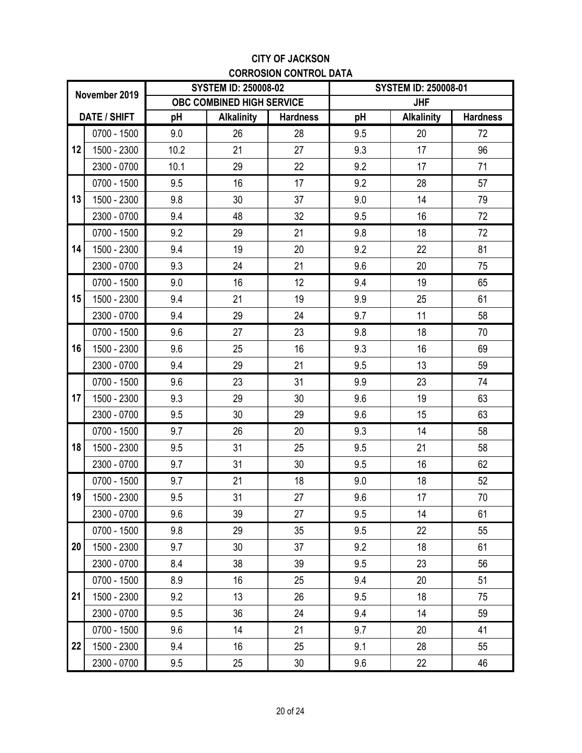**CITY OF JACKSON**
**CORROSION CONTROL DATA**

| November 2019 | | SYSTEM ID: 250008-02 | | | SYSTEM ID: 250008-01 | | |
|---|---|---|---|---|---|---|---|
| | | OBC COMBINED HIGH SERVICE | | | JHF | | |
| DATE / SHIFT | | pH | Alkalinity | Hardness | pH | Alkalinity | Hardness |
| 12 | 0700 - 1500 | 9.0 | 26 | 28 | 9.5 | 20 | 72 |
| | 1500 - 2300 | 10.2 | 21 | 27 | 9.3 | 17 | 96 |
| | 2300 - 0700 | 10.1 | 29 | 22 | 9.2 | 17 | 71 |
| 13 | 0700 - 1500 | 9.5 | 16 | 17 | 9.2 | 28 | 57 |
| | 1500 - 2300 | 9.8 | 30 | 37 | 9.0 | 14 | 79 |
| | 2300 - 0700 | 9.4 | 48 | 32 | 9.5 | 16 | 72 |
| 14 | 0700 - 1500 | 9.2 | 29 | 21 | 9.8 | 18 | 72 |
| | 1500 - 2300 | 9.4 | 19 | 20 | 9.2 | 22 | 81 |
| | 2300 - 0700 | 9.3 | 24 | 21 | 9.6 | 20 | 75 |
| 15 | 0700 - 1500 | 9.0 | 16 | 12 | 9.4 | 19 | 65 |
| | 1500 - 2300 | 9.4 | 21 | 19 | 9.9 | 25 | 61 |
| | 2300 - 0700 | 9.4 | 29 | 24 | 9.7 | 11 | 58 |
| 16 | 0700 - 1500 | 9.6 | 27 | 23 | 9.8 | 18 | 70 |
| | 1500 - 2300 | 9.6 | 25 | 16 | 9.3 | 16 | 69 |
| | 2300 - 0700 | 9.4 | 29 | 21 | 9.5 | 13 | 59 |
| 17 | 0700 - 1500 | 9.6 | 23 | 31 | 9.9 | 23 | 74 |
| | 1500 - 2300 | 9.3 | 29 | 30 | 9.6 | 19 | 63 |
| | 2300 - 0700 | 9.5 | 30 | 29 | 9.6 | 15 | 63 |
| 18 | 0700 - 1500 | 9.7 | 26 | 20 | 9.3 | 14 | 58 |
| | 1500 - 2300 | 9.5 | 31 | 25 | 9.5 | 21 | 58 |
| | 2300 - 0700 | 9.7 | 31 | 30 | 9.5 | 16 | 62 |
| 19 | 0700 - 1500 | 9.7 | 21 | 18 | 9.0 | 18 | 52 |
| | 1500 - 2300 | 9.5 | 31 | 27 | 9.6 | 17 | 70 |
| | 2300 - 0700 | 9.6 | 39 | 27 | 9.5 | 14 | 61 |
| 20 | 0700 - 1500 | 9.8 | 29 | 35 | 9.5 | 22 | 55 |
| | 1500 - 2300 | 9.7 | 30 | 37 | 9.2 | 18 | 61 |
| | 2300 - 0700 | 8.4 | 38 | 39 | 9.5 | 23 | 56 |
| 21 | 0700 - 1500 | 8.9 | 16 | 25 | 9.4 | 20 | 51 |
| | 1500 - 2300 | 9.2 | 13 | 26 | 9.5 | 18 | 75 |
| | 2300 - 0700 | 9.5 | 36 | 24 | 9.4 | 14 | 59 |
| 22 | 0700 - 1500 | 9.6 | 14 | 21 | 9.7 | 20 | 41 |
| | 1500 - 2300 | 9.4 | 16 | 25 | 9.1 | 28 | 55 |
| | 2300 - 0700 | 9.5 | 25 | 30 | 9.6 | 22 | 46 |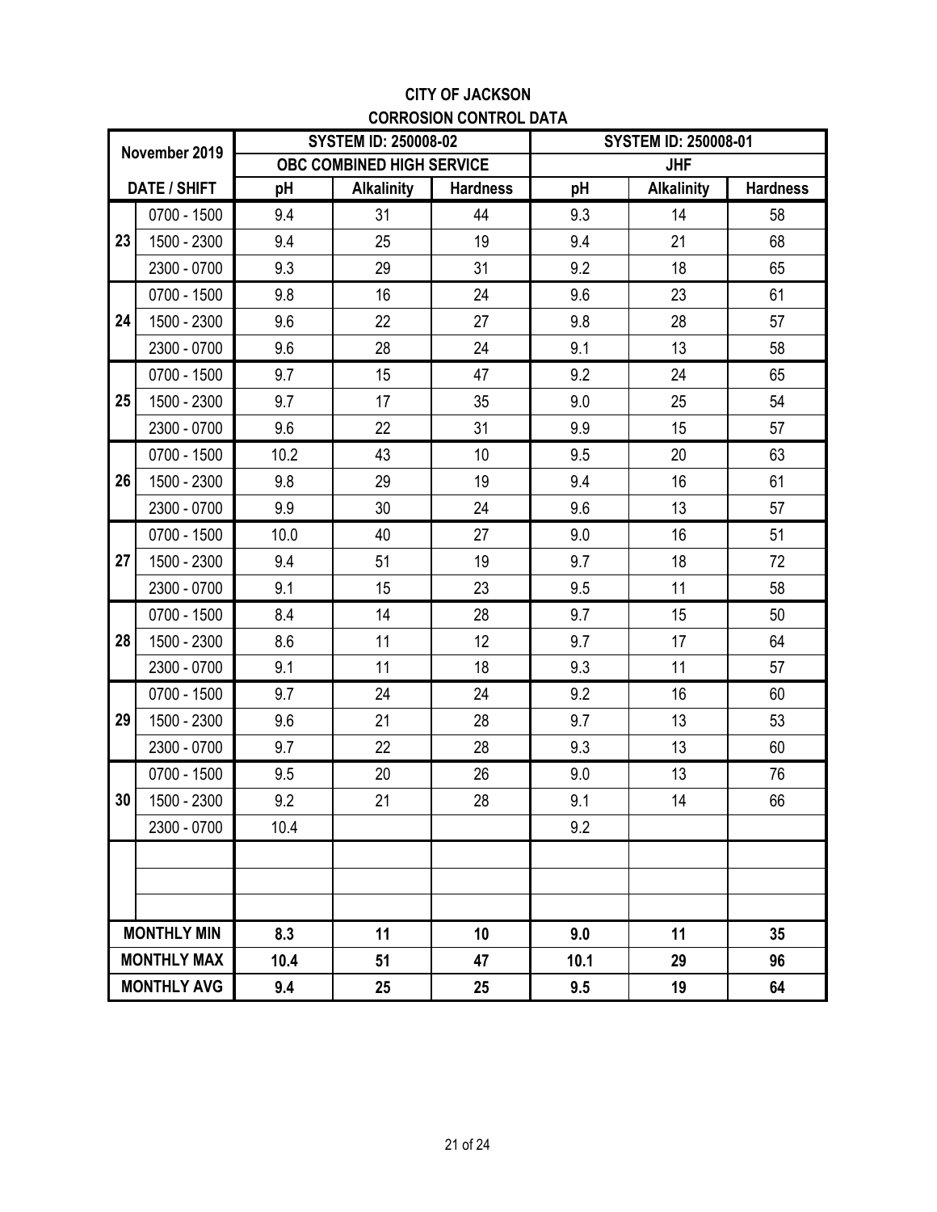# CITY OF JACKSON
## CORROSION CONTROL DATA

| November 2019 | | SYSTEM ID: 250008-02 | | | SYSTEM ID: 250008-01 | | |
|---|---|---|---|---|---|---|---|
| | | OBC COMBINED HIGH SERVICE | | | JHF | | |
| DATE / SHIFT | | pH | Alkalinity | Hardness | pH | Alkalinity | Hardness |
| 23 | 0700 - 1500 | 9.4 | 31 | 44 | 9.3 | 14 | 58 |
| | 1500 - 2300 | 9.4 | 25 | 19 | 9.4 | 21 | 68 |
| | 2300 - 0700 | 9.3 | 29 | 31 | 9.2 | 18 | 65 |
| 24 | 0700 - 1500 | 9.8 | 16 | 24 | 9.6 | 23 | 61 |
| | 1500 - 2300 | 9.6 | 22 | 27 | 9.8 | 28 | 57 |
| | 2300 - 0700 | 9.6 | 28 | 24 | 9.1 | 13 | 58 |
| 25 | 0700 - 1500 | 9.7 | 15 | 47 | 9.2 | 24 | 65 |
| | 1500 - 2300 | 9.7 | 17 | 35 | 9.0 | 25 | 54 |
| | 2300 - 0700 | 9.6 | 22 | 31 | 9.9 | 15 | 57 |
| 26 | 0700 - 1500 | 10.2 | 43 | 10 | 9.5 | 20 | 63 |
| | 1500 - 2300 | 9.8 | 29 | 19 | 9.4 | 16 | 61 |
| | 2300 - 0700 | 9.9 | 30 | 24 | 9.6 | 13 | 57 |
| 27 | 0700 - 1500 | 10.0 | 40 | 27 | 9.0 | 16 | 51 |
| | 1500 - 2300 | 9.4 | 51 | 19 | 9.7 | 18 | 72 |
| | 2300 - 0700 | 9.1 | 15 | 23 | 9.5 | 11 | 58 |
| 28 | 0700 - 1500 | 8.4 | 14 | 28 | 9.7 | 15 | 50 |
| | 1500 - 2300 | 8.6 | 11 | 12 | 9.7 | 17 | 64 |
| | 2300 - 0700 | 9.1 | 11 | 18 | 9.3 | 11 | 57 |
| 29 | 0700 - 1500 | 9.7 | 24 | 24 | 9.2 | 16 | 60 |
| | 1500 - 2300 | 9.6 | 21 | 28 | 9.7 | 13 | 53 |
| | 2300 - 0700 | 9.7 | 22 | 28 | 9.3 | 13 | 60 |
| 30 | 0700 - 1500 | 9.5 | 20 | 26 | 9.0 | 13 | 76 |
| | 1500 - 2300 | 9.2 | 21 | 28 | 9.1 | 14 | 66 |
| | 2300 - 0700 | 10.4 | | | 9.2 | | |
| | | | | | | | |
| | | | | | | | |
| | | | | | | | |
| **MONTHLY MIN** | | **8.3** | **11** | **10** | **9.0** | **11** | **35** |
| **MONTHLY MAX** | | **10.4** | **51** | **47** | **10.1** | **29** | **96** |
| **MONTHLY AVG** | | **9.4** | **25** | **25** | **9.5** | **19** | **64** |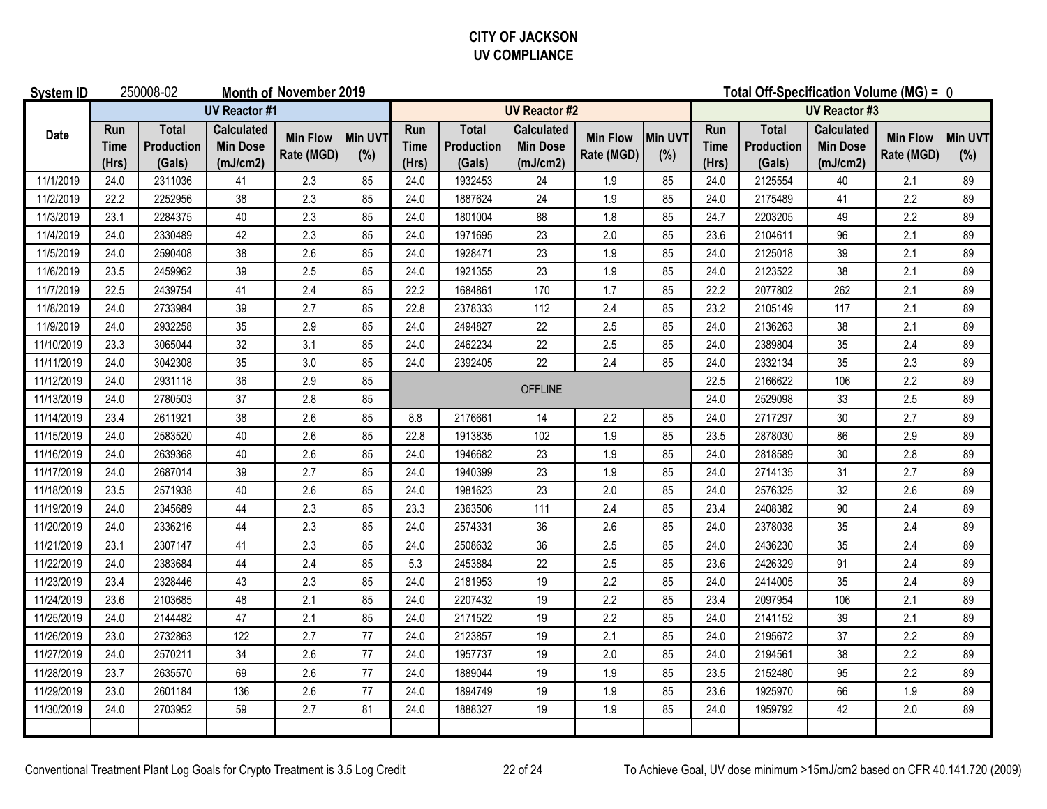**CITY OF JACKSON**
**UV COMPLIANCE**

**System ID** 250008-02 **Month of November 2019** **Total Off-Specification Volume (MG) =** 0

| Date | UV Reactor #1 | | | | | UV Reactor #2 | | | | | UV Reactor #3 | | | | |
|---|---|---|---|---|---|---|---|---|---|---|---|---|---|---|---|
| | Run Time (Hrs) | Total Production (Gals) | Calculated Min Dose (mJ/cm2) | Min Flow Rate (MGD) | Min UVT (%) | Run Time (Hrs) | Total Production (Gals) | Calculated Min Dose (mJ/cm2) | Min Flow Rate (MGD) | Min UVT (%) | Run Time (Hrs) | Total Production (Gals) | Calculated Min Dose (mJ/cm2) | Min Flow Rate (MGD) | Min UVT (%) |
| 11/1/2019 | 24.0 | 2311036 | 41 | 2.3 | 85 | 24.0 | 1932453 | 24 | 1.9 | 85 | 24.0 | 2125554 | 40 | 2.1 | 89 |
| 11/2/2019 | 22.2 | 2252956 | 38 | 2.3 | 85 | 24.0 | 1887624 | 24 | 1.9 | 85 | 24.0 | 2175489 | 41 | 2.2 | 89 |
| 11/3/2019 | 23.1 | 2284375 | 40 | 2.3 | 85 | 24.0 | 1801004 | 88 | 1.8 | 85 | 24.7 | 2203205 | 49 | 2.2 | 89 |
| 11/4/2019 | 24.0 | 2330489 | 42 | 2.3 | 85 | 24.0 | 1971695 | 23 | 2.0 | 85 | 23.6 | 2104611 | 96 | 2.1 | 89 |
| 11/5/2019 | 24.0 | 2590408 | 38 | 2.6 | 85 | 24.0 | 1928471 | 23 | 1.9 | 85 | 24.0 | 2125018 | 39 | 2.1 | 89 |
| 11/6/2019 | 23.5 | 2459962 | 39 | 2.5 | 85 | 24.0 | 1921355 | 23 | 1.9 | 85 | 24.0 | 2123522 | 38 | 2.1 | 89 |
| 11/7/2019 | 22.5 | 2439754 | 41 | 2.4 | 85 | 22.2 | 1684861 | 170 | 1.7 | 85 | 22.2 | 2077802 | 262 | 2.1 | 89 |
| 11/8/2019 | 24.0 | 2733984 | 39 | 2.7 | 85 | 22.8 | 2378333 | 112 | 2.4 | 85 | 23.2 | 2105149 | 117 | 2.1 | 89 |
| 11/9/2019 | 24.0 | 2932258 | 35 | 2.9 | 85 | 24.0 | 2494827 | 22 | 2.5 | 85 | 24.0 | 2136263 | 38 | 2.1 | 89 |
| 11/10/2019 | 23.3 | 3065044 | 32 | 3.1 | 85 | 24.0 | 2462234 | 22 | 2.5 | 85 | 24.0 | 2389804 | 35 | 2.4 | 89 |
| 11/11/2019 | 24.0 | 3042308 | 35 | 3.0 | 85 | 24.0 | 2392405 | 22 | 2.4 | 85 | 24.0 | 2332134 | 35 | 2.3 | 89 |
| 11/12/2019 | 24.0 | 2931118 | 36 | 2.9 | 85 | OFFLINE | | | | | 22.5 | 2166622 | 106 | 2.2 | 89 |
| 11/13/2019 | 24.0 | 2780503 | 37 | 2.8 | 85 | | | | | | 24.0 | 2529098 | 33 | 2.5 | 89 |
| 11/14/2019 | 23.4 | 2611921 | 38 | 2.6 | 85 | 8.8 | 2176661 | 14 | 2.2 | 85 | 24.0 | 2717297 | 30 | 2.7 | 89 |
| 11/15/2019 | 24.0 | 2583520 | 40 | 2.6 | 85 | 22.8 | 1913835 | 102 | 1.9 | 85 | 23.5 | 2878030 | 86 | 2.9 | 89 |
| 11/16/2019 | 24.0 | 2639368 | 40 | 2.6 | 85 | 24.0 | 1946682 | 23 | 1.9 | 85 | 24.0 | 2818589 | 30 | 2.8 | 89 |
| 11/17/2019 | 24.0 | 2687014 | 39 | 2.7 | 85 | 24.0 | 1940399 | 23 | 1.9 | 85 | 24.0 | 2714135 | 31 | 2.7 | 89 |
| 11/18/2019 | 23.5 | 2571938 | 40 | 2.6 | 85 | 24.0 | 1981623 | 23 | 2.0 | 85 | 24.0 | 2576325 | 32 | 2.6 | 89 |
| 11/19/2019 | 24.0 | 2345689 | 44 | 2.3 | 85 | 23.3 | 2363506 | 111 | 2.4 | 85 | 23.4 | 2408382 | 90 | 2.4 | 89 |
| 11/20/2019 | 24.0 | 2336216 | 44 | 2.3 | 85 | 24.0 | 2574331 | 36 | 2.6 | 85 | 24.0 | 2378038 | 35 | 2.4 | 89 |
| 11/21/2019 | 23.1 | 2307147 | 41 | 2.3 | 85 | 24.0 | 2508632 | 36 | 2.5 | 85 | 24.0 | 2436230 | 35 | 2.4 | 89 |
| 11/22/2019 | 24.0 | 2383684 | 44 | 2.4 | 85 | 5.3 | 2453884 | 22 | 2.5 | 85 | 23.6 | 2426329 | 91 | 2.4 | 89 |
| 11/23/2019 | 23.4 | 2328446 | 43 | 2.3 | 85 | 24.0 | 2181953 | 19 | 2.2 | 85 | 24.0 | 2414005 | 35 | 2.4 | 89 |
| 11/24/2019 | 23.6 | 2103685 | 48 | 2.1 | 85 | 24.0 | 2207432 | 19 | 2.2 | 85 | 23.4 | 2097954 | 106 | 2.1 | 89 |
| 11/25/2019 | 24.0 | 2144482 | 47 | 2.1 | 85 | 24.0 | 2171522 | 19 | 2.2 | 85 | 24.0 | 2141152 | 39 | 2.1 | 89 |
| 11/26/2019 | 23.0 | 2732863 | 122 | 2.7 | 77 | 24.0 | 2123857 | 19 | 2.1 | 85 | 24.0 | 2195672 | 37 | 2.2 | 89 |
| 11/27/2019 | 24.0 | 2570211 | 34 | 2.6 | 77 | 24.0 | 1957737 | 19 | 2.0 | 85 | 24.0 | 2194561 | 38 | 2.2 | 89 |
| 11/28/2019 | 23.7 | 2635570 | 69 | 2.6 | 77 | 24.0 | 1889044 | 19 | 1.9 | 85 | 23.5 | 2152480 | 95 | 2.2 | 89 |
| 11/29/2019 | 23.0 | 2601184 | 136 | 2.6 | 77 | 24.0 | 1894749 | 19 | 1.9 | 85 | 23.6 | 1925970 | 66 | 1.9 | 89 |
| 11/30/2019 | 24.0 | 2703952 | 59 | 2.7 | 81 | 24.0 | 1888327 | 19 | 1.9 | 85 | 24.0 | 1959792 | 42 | 2.0 | 89 |
| | | | | | | | | | | | | | | | |

Conventional Treatment Plant Log Goals for Crypto Treatment is 3.5 Log Credit

To Achieve Goal, UV dose minimum >15mJ/cm2 based on CFR 40.141.720 (2009)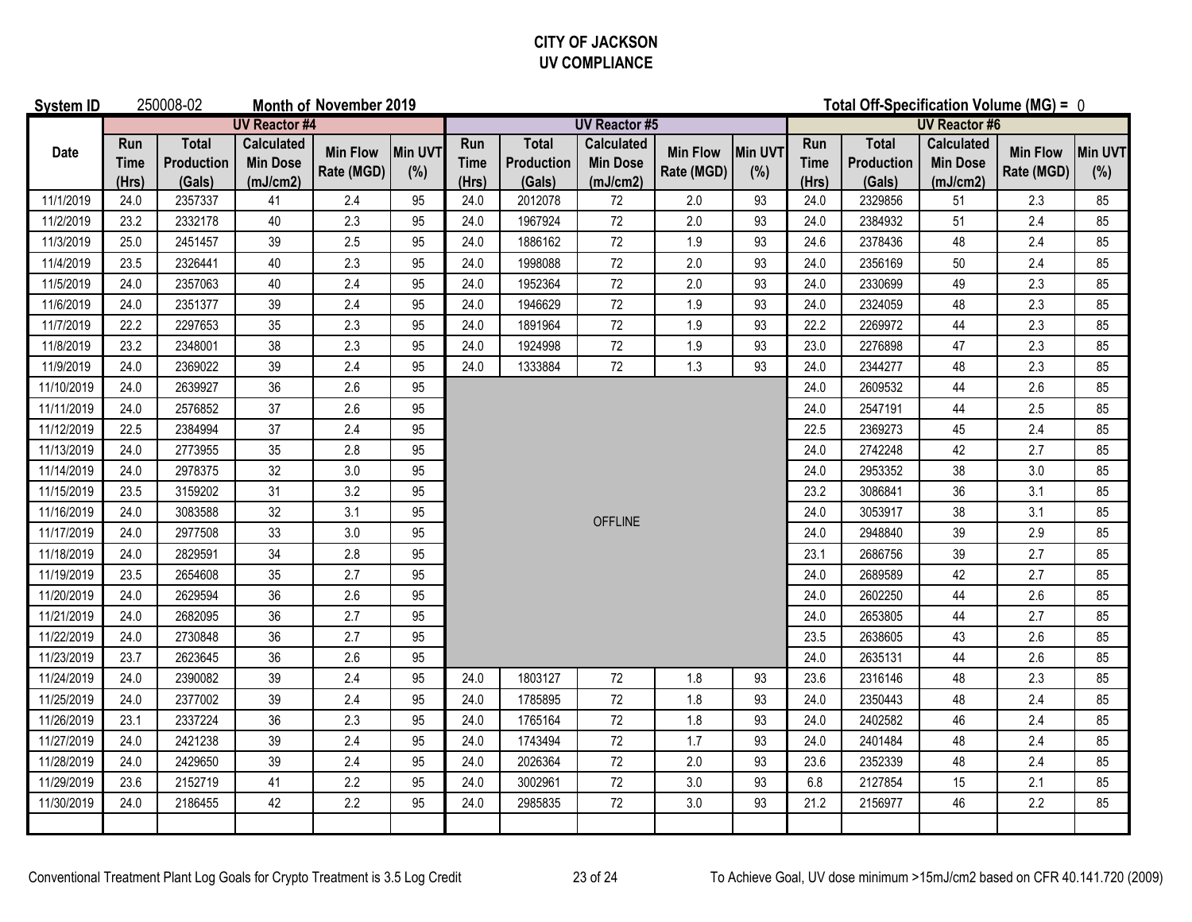# CITY OF JACKSON
## UV COMPLIANCE

**System ID** 250008-02 **Month of November 2019** **Total Off-Specification Volume (MG) =** 0

| Date | UV Reactor #4 | | | | | UV Reactor #5 | | | | | UV Reactor #6 | | | | |
|---|---|---|---|---|---|---|---|---|---|---|---|---|---|---|---|
| | Run Time (Hrs) | Total Production (Gals) | Calculated Min Dose (mJ/cm2) | Min Flow Rate (MGD) | Min UVT (%) | Run Time (Hrs) | Total Production (Gals) | Calculated Min Dose (mJ/cm2) | Min Flow Rate (MGD) | Min UVT (%) | Run Time (Hrs) | Total Production (Gals) | Calculated Min Dose (mJ/cm2) | Min Flow Rate (MGD) | Min UVT (%) |
| 11/1/2019 | 24.0 | 2357337 | 41 | 2.4 | 95 | 24.0 | 2012078 | 72 | 2.0 | 93 | 24.0 | 2329856 | 51 | 2.3 | 85 |
| 11/2/2019 | 23.2 | 2332178 | 40 | 2.3 | 95 | 24.0 | 1967924 | 72 | 2.0 | 93 | 24.0 | 2384932 | 51 | 2.4 | 85 |
| 11/3/2019 | 25.0 | 2451457 | 39 | 2.5 | 95 | 24.0 | 1886162 | 72 | 1.9 | 93 | 24.6 | 2378436 | 48 | 2.4 | 85 |
| 11/4/2019 | 23.5 | 2326441 | 40 | 2.3 | 95 | 24.0 | 1998088 | 72 | 2.0 | 93 | 24.0 | 2356169 | 50 | 2.4 | 85 |
| 11/5/2019 | 24.0 | 2357063 | 40 | 2.4 | 95 | 24.0 | 1952364 | 72 | 2.0 | 93 | 24.0 | 2330699 | 49 | 2.3 | 85 |
| 11/6/2019 | 24.0 | 2351377 | 39 | 2.4 | 95 | 24.0 | 1946629 | 72 | 1.9 | 93 | 24.0 | 2324059 | 48 | 2.3 | 85 |
| 11/7/2019 | 22.2 | 2297653 | 35 | 2.3 | 95 | 24.0 | 1891964 | 72 | 1.9 | 93 | 22.2 | 2269972 | 44 | 2.3 | 85 |
| 11/8/2019 | 23.2 | 2348001 | 38 | 2.3 | 95 | 24.0 | 1924998 | 72 | 1.9 | 93 | 23.0 | 2276898 | 47 | 2.3 | 85 |
| 11/9/2019 | 24.0 | 2369022 | 39 | 2.4 | 95 | 24.0 | 1333884 | 72 | 1.3 | 93 | 24.0 | 2344277 | 48 | 2.3 | 85 |
| 11/10/2019 | 24.0 | 2639927 | 36 | 2.6 | 95 | OFFLINE | | | | | 24.0 | 2609532 | 44 | 2.6 | 85 |
| 11/11/2019 | 24.0 | 2576852 | 37 | 2.6 | 95 | OFFLINE | | | | | 24.0 | 2547191 | 44 | 2.5 | 85 |
| 11/12/2019 | 22.5 | 2384994 | 37 | 2.4 | 95 | OFFLINE | | | | | 22.5 | 2369273 | 45 | 2.4 | 85 |
| 11/13/2019 | 24.0 | 2773955 | 35 | 2.8 | 95 | OFFLINE | | | | | 24.0 | 2742248 | 42 | 2.7 | 85 |
| 11/14/2019 | 24.0 | 2978375 | 32 | 3.0 | 95 | OFFLINE | | | | | 24.0 | 2953352 | 38 | 3.0 | 85 |
| 11/15/2019 | 23.5 | 3159202 | 31 | 3.2 | 95 | OFFLINE | | | | | 23.2 | 3086841 | 36 | 3.1 | 85 |
| 11/16/2019 | 24.0 | 3083588 | 32 | 3.1 | 95 | OFFLINE | | | | | 24.0 | 3053917 | 38 | 3.1 | 85 |
| 11/17/2019 | 24.0 | 2977508 | 33 | 3.0 | 95 | OFFLINE | | | | | 24.0 | 2948840 | 39 | 2.9 | 85 |
| 11/18/2019 | 24.0 | 2829591 | 34 | 2.8 | 95 | OFFLINE | | | | | 23.1 | 2686756 | 39 | 2.7 | 85 |
| 11/19/2019 | 23.5 | 2654608 | 35 | 2.7 | 95 | OFFLINE | | | | | 24.0 | 2689589 | 42 | 2.7 | 85 |
| 11/20/2019 | 24.0 | 2629594 | 36 | 2.6 | 95 | OFFLINE | | | | | 24.0 | 2602250 | 44 | 2.6 | 85 |
| 11/21/2019 | 24.0 | 2682095 | 36 | 2.7 | 95 | OFFLINE | | | | | 24.0 | 2653805 | 44 | 2.7 | 85 |
| 11/22/2019 | 24.0 | 2730848 | 36 | 2.7 | 95 | OFFLINE | | | | | 23.5 | 2638605 | 43 | 2.6 | 85 |
| 11/23/2019 | 23.7 | 2623645 | 36 | 2.6 | 95 | OFFLINE | | | | | 24.0 | 2635131 | 44 | 2.6 | 85 |
| 11/24/2019 | 24.0 | 2390082 | 39 | 2.4 | 95 | 24.0 | 1803127 | 72 | 1.8 | 93 | 23.6 | 2316146 | 48 | 2.3 | 85 |
| 11/25/2019 | 24.0 | 2377002 | 39 | 2.4 | 95 | 24.0 | 1785895 | 72 | 1.8 | 93 | 24.0 | 2350443 | 48 | 2.4 | 85 |
| 11/26/2019 | 23.1 | 2337224 | 36 | 2.3 | 95 | 24.0 | 1765164 | 72 | 1.8 | 93 | 24.0 | 2402582 | 46 | 2.4 | 85 |
| 11/27/2019 | 24.0 | 2421238 | 39 | 2.4 | 95 | 24.0 | 1743494 | 72 | 1.7 | 93 | 24.0 | 2401484 | 48 | 2.4 | 85 |
| 11/28/2019 | 24.0 | 2429650 | 39 | 2.4 | 95 | 24.0 | 2026364 | 72 | 2.0 | 93 | 23.6 | 2352339 | 48 | 2.4 | 85 |
| 11/29/2019 | 23.6 | 2152719 | 41 | 2.2 | 95 | 24.0 | 3002961 | 72 | 3.0 | 93 | 6.8 | 2127854 | 15 | 2.1 | 85 |
| 11/30/2019 | 24.0 | 2186455 | 42 | 2.2 | 95 | 24.0 | 2985835 | 72 | 3.0 | 93 | 21.2 | 2156977 | 46 | 2.2 | 85 |
| | | | | | | | | | | | | | | | |

Conventional Treatment Plant Log Goals for Crypto Treatment is 3.5 Log Credit

To Achieve Goal, UV dose minimum >15mJ/cm2 based on CFR 40.141.720 (2009)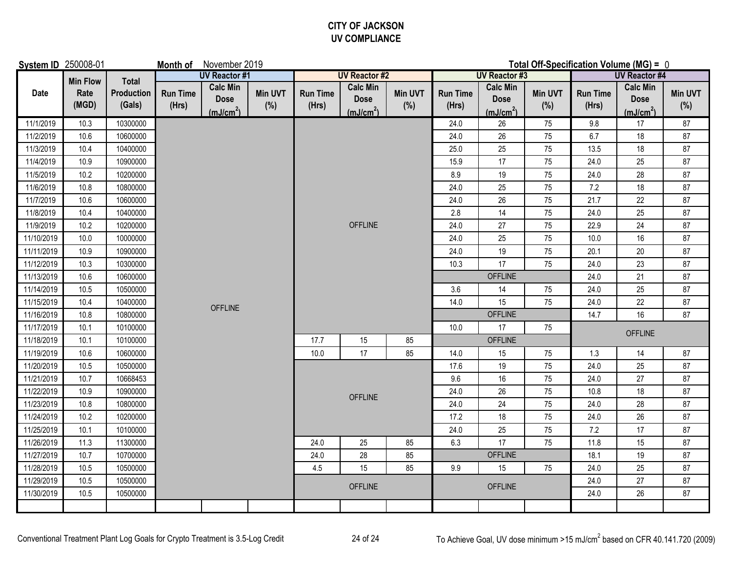# CITY OF JACKSON
## UV COMPLIANCE

**System ID** 250008-01 **Month of** November 2019 **Total Off-Specification Volume (MG) =** 0

| Date | Min Flow Rate (MGD) | Total Production (Gals) | UV Reactor #1 | | | UV Reactor #2 | | | UV Reactor #3 | | | UV Reactor #4 | | |
|---|---|---|---|---|---|---|---|---|---|---|---|---|---|---|
| | | | Run Time (Hrs) | Calc Min Dose ($mJ/cm^2$) | Min UVT (%) | Run Time (Hrs) | Calc Min Dose ($mJ/cm^2$) | Min UVT (%) | Run Time (Hrs) | Calc Min Dose ($mJ/cm^2$) | Min UVT (%) | Run Time (Hrs) | Calc Min Dose ($mJ/cm^2$) | Min UVT (%) |
| 11/1/2019 | 10.3 | 10300000 | OFFLINE | | | OFFLINE | | | 24.0 | 26 | 75 | 9.8 | 17 | 87 |
| 11/2/2019 | 10.6 | 10600000 | OFFLINE | | | OFFLINE | | | 24.0 | 26 | 75 | 6.7 | 18 | 87 |
| 11/3/2019 | 10.4 | 10400000 | OFFLINE | | | OFFLINE | | | 25.0 | 25 | 75 | 13.5 | 18 | 87 |
| 11/4/2019 | 10.9 | 10900000 | OFFLINE | | | OFFLINE | | | 15.9 | 17 | 75 | 24.0 | 25 | 87 |
| 11/5/2019 | 10.2 | 10200000 | OFFLINE | | | OFFLINE | | | 8.9 | 19 | 75 | 24.0 | 28 | 87 |
| 11/6/2019 | 10.8 | 10800000 | OFFLINE | | | OFFLINE | | | 24.0 | 25 | 75 | 7.2 | 18 | 87 |
| 11/7/2019 | 10.6 | 10600000 | OFFLINE | | | OFFLINE | | | 24.0 | 26 | 75 | 21.7 | 22 | 87 |
| 11/8/2019 | 10.4 | 10400000 | OFFLINE | | | OFFLINE | | | 2.8 | 14 | 75 | 24.0 | 25 | 87 |
| 11/9/2019 | 10.2 | 10200000 | OFFLINE | | | OFFLINE | | | 24.0 | 27 | 75 | 22.9 | 24 | 87 |
| 11/10/2019 | 10.0 | 10000000 | OFFLINE | | | OFFLINE | | | 24.0 | 25 | 75 | 10.0 | 16 | 87 |
| 11/11/2019 | 10.9 | 10900000 | OFFLINE | | | OFFLINE | | | 24.0 | 19 | 75 | 20.1 | 20 | 87 |
| 11/12/2019 | 10.3 | 10300000 | OFFLINE | | | OFFLINE | | | 10.3 | 17 | 75 | 24.0 | 23 | 87 |
| 11/13/2019 | 10.6 | 10600000 | OFFLINE | | | OFFLINE | | | OFFLINE | | | 24.0 | 21 | 87 |
| 11/14/2019 | 10.5 | 10500000 | OFFLINE | | | OFFLINE | | | 3.6 | 14 | 75 | 24.0 | 25 | 87 |
| 11/15/2019 | 10.4 | 10400000 | OFFLINE | | | OFFLINE | | | 14.0 | 15 | 75 | 24.0 | 22 | 87 |
| 11/16/2019 | 10.8 | 10800000 | OFFLINE | | | OFFLINE | | | OFFLINE | | | 14.7 | 16 | 87 |
| 11/17/2019 | 10.1 | 10100000 | OFFLINE | | | OFFLINE | | | 10.0 | 17 | 75 | OFFLINE | | |
| 11/18/2019 | 10.1 | 10100000 | OFFLINE | | | 17.7 | 15 | 85 | OFFLINE | | | OFFLINE | | |
| 11/19/2019 | 10.6 | 10600000 | OFFLINE | | | 10.0 | 17 | 85 | 14.0 | 15 | 75 | 1.3 | 14 | 87 |
| 11/20/2019 | 10.5 | 10500000 | OFFLINE | | | OFFLINE | | | 17.6 | 19 | 75 | 24.0 | 25 | 87 |
| 11/21/2019 | 10.7 | 10668453 | OFFLINE | | | OFFLINE | | | 9.6 | 16 | 75 | 24.0 | 27 | 87 |
| 11/22/2019 | 10.9 | 10900000 | OFFLINE | | | OFFLINE | | | 24.0 | 26 | 75 | 10.8 | 18 | 87 |
| 11/23/2019 | 10.8 | 10800000 | OFFLINE | | | OFFLINE | | | 24.0 | 24 | 75 | 24.0 | 28 | 87 |
| 11/24/2019 | 10.2 | 10200000 | OFFLINE | | | OFFLINE | | | 17.2 | 18 | 75 | 24.0 | 26 | 87 |
| 11/25/2019 | 10.1 | 10100000 | OFFLINE | | | OFFLINE | | | 24.0 | 25 | 75 | 7.2 | 17 | 87 |
| 11/26/2019 | 11.3 | 11300000 | OFFLINE | | | 24.0 | 25 | 85 | 6.3 | 17 | 75 | 11.8 | 15 | 87 |
| 11/27/2019 | 10.7 | 10700000 | OFFLINE | | | 24.0 | 28 | 85 | OFFLINE | | | 18.1 | 19 | 87 |
| 11/28/2019 | 10.5 | 10500000 | OFFLINE | | | 4.5 | 15 | 85 | 9.9 | 15 | 75 | 24.0 | 25 | 87 |
| 11/29/2019 | 10.5 | 10500000 | OFFLINE | | | OFFLINE | | | OFFLINE | | | 24.0 | 27 | 87 |
| 11/30/2019 | 10.5 | 10500000 | OFFLINE | | | OFFLINE | | | OFFLINE | | | 24.0 | 26 | 87 |
| | | | | | | | | | | | | | | |

Conventional Treatment Plant Log Goals for Crypto Treatment is 3.5-Log Credit

To Achieve Goal, UV dose minimum >15 $mJ/cm^2$ based on CFR 40.141.720 (2009)